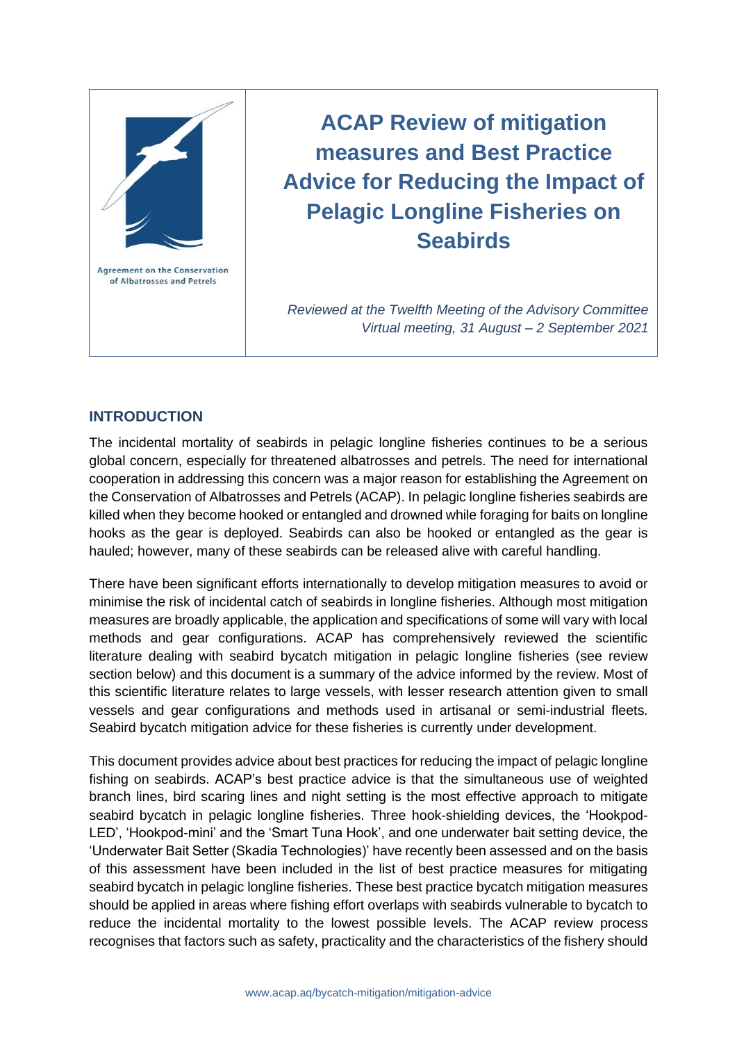Agreement on the Conservation of Albatrosses and Petrels

# ACAP Review of mitigation measures and Best Practice Advice for Reducing the Impact of Pelagic Longline Fisheries on Seabirds

*Reviewed at the Twelfth Meeting of the Advisory Committee*
*Virtual meeting, 31 August – 2 September 2021*

## INTRODUCTION

The incidental mortality of seabirds in pelagic longline fisheries continues to be a serious global concern, especially for threatened albatrosses and petrels. The need for international cooperation in addressing this concern was a major reason for establishing the Agreement on the Conservation of Albatrosses and Petrels (ACAP). In pelagic longline fisheries seabirds are killed when they become hooked or entangled and drowned while foraging for baits on longline hooks as the gear is deployed. Seabirds can also be hooked or entangled as the gear is hauled; however, many of these seabirds can be released alive with careful handling.

There have been significant efforts internationally to develop mitigation measures to avoid or minimise the risk of incidental catch of seabirds in longline fisheries. Although most mitigation measures are broadly applicable, the application and specifications of some will vary with local methods and gear configurations. ACAP has comprehensively reviewed the scientific literature dealing with seabird bycatch mitigation in pelagic longline fisheries (see review section below) and this document is a summary of the advice informed by the review. Most of this scientific literature relates to large vessels, with lesser research attention given to small vessels and gear configurations and methods used in artisanal or semi-industrial fleets. Seabird bycatch mitigation advice for these fisheries is currently under development.

This document provides advice about best practices for reducing the impact of pelagic longline fishing on seabirds. ACAP's best practice advice is that the simultaneous use of weighted branch lines, bird scaring lines and night setting is the most effective approach to mitigate seabird bycatch in pelagic longline fisheries. Three hook-shielding devices, the 'Hookpod-LED', 'Hookpod-mini' and the 'Smart Tuna Hook', and one underwater bait setting device, the 'Underwater Bait Setter (Skadia Technologies)' have recently been assessed and on the basis of this assessment have been included in the list of best practice measures for mitigating seabird bycatch in pelagic longline fisheries. These best practice bycatch mitigation measures should be applied in areas where fishing effort overlaps with seabirds vulnerable to bycatch to reduce the incidental mortality to the lowest possible levels. The ACAP review process recognises that factors such as safety, practicality and the characteristics of the fishery should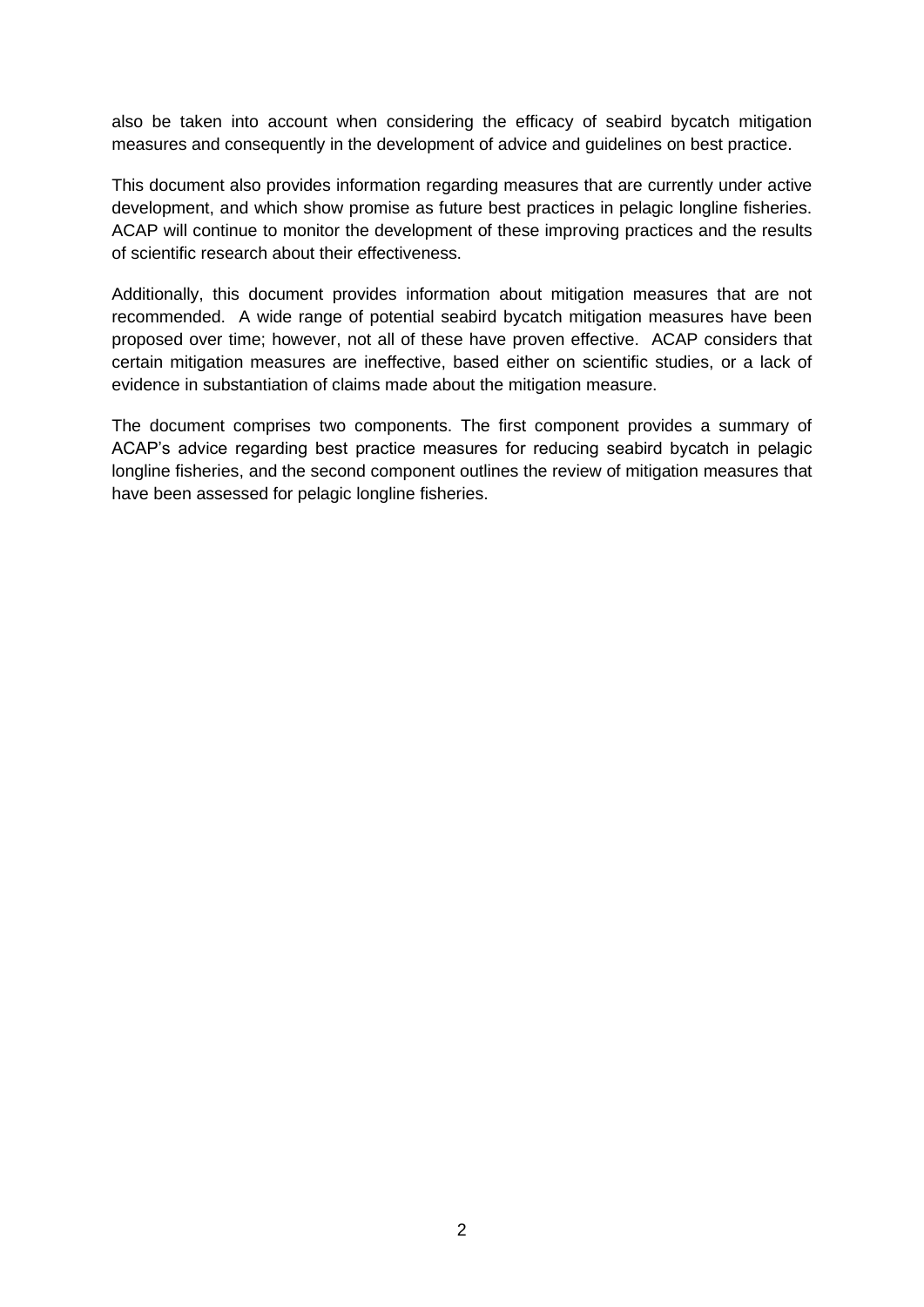also be taken into account when considering the efficacy of seabird bycatch mitigation measures and consequently in the development of advice and guidelines on best practice.

This document also provides information regarding measures that are currently under active development, and which show promise as future best practices in pelagic longline fisheries. ACAP will continue to monitor the development of these improving practices and the results of scientific research about their effectiveness.

Additionally, this document provides information about mitigation measures that are not recommended. A wide range of potential seabird bycatch mitigation measures have been proposed over time; however, not all of these have proven effective. ACAP considers that certain mitigation measures are ineffective, based either on scientific studies, or a lack of evidence in substantiation of claims made about the mitigation measure.

The document comprises two components. The first component provides a summary of ACAP's advice regarding best practice measures for reducing seabird bycatch in pelagic longline fisheries, and the second component outlines the review of mitigation measures that have been assessed for pelagic longline fisheries.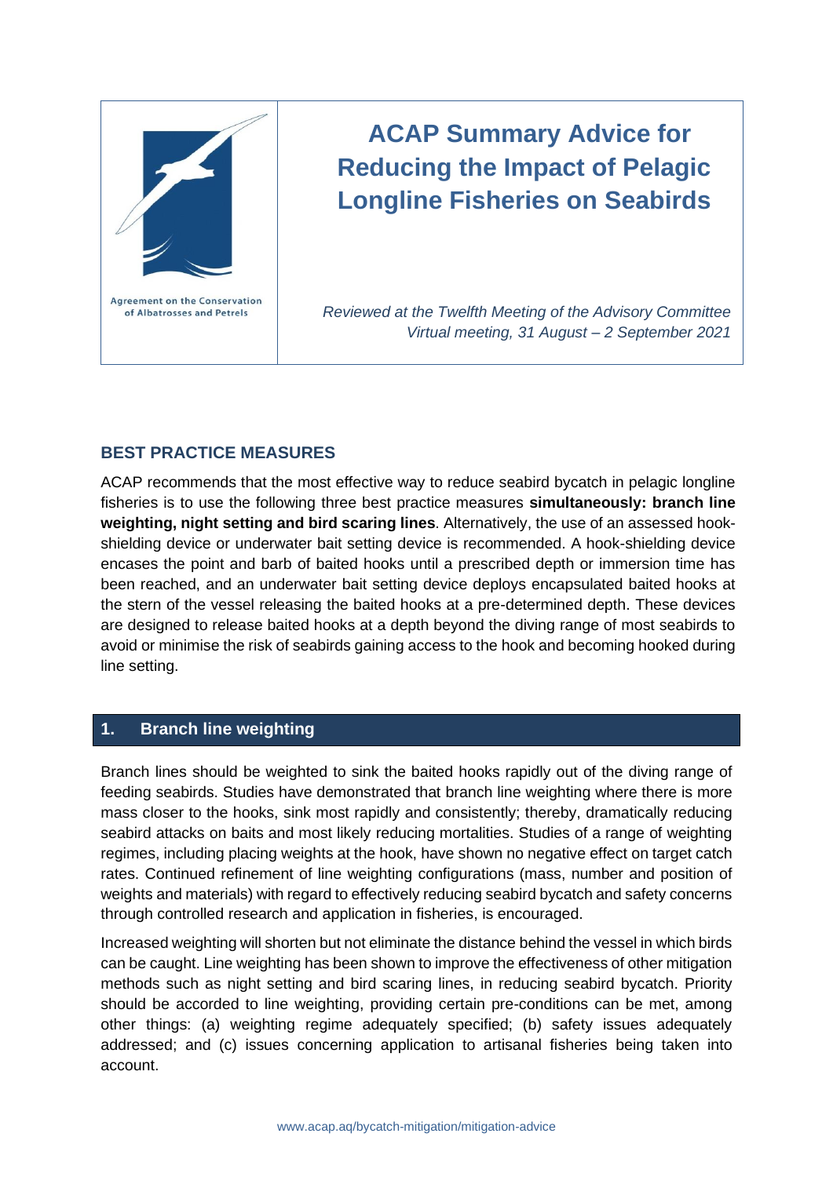Agreement on the Conservation of Albatrosses and Petrels

# ACAP Summary Advice for Reducing the Impact of Pelagic Longline Fisheries on Seabirds

*Reviewed at the Twelfth Meeting of the Advisory Committee*
*Virtual meeting, 31 August – 2 September 2021*

## BEST PRACTICE MEASURES

ACAP recommends that the most effective way to reduce seabird bycatch in pelagic longline fisheries is to use the following three best practice measures **simultaneously: branch line weighting, night setting and bird scaring lines**. Alternatively, the use of an assessed hook-shielding device or underwater bait setting device is recommended. A hook-shielding device encases the point and barb of baited hooks until a prescribed depth or immersion time has been reached, and an underwater bait setting device deploys encapsulated baited hooks at the stern of the vessel releasing the baited hooks at a pre-determined depth. These devices are designed to release baited hooks at a depth beyond the diving range of most seabirds to avoid or minimise the risk of seabirds gaining access to the hook and becoming hooked during line setting.

## 1. Branch line weighting

Branch lines should be weighted to sink the baited hooks rapidly out of the diving range of feeding seabirds. Studies have demonstrated that branch line weighting where there is more mass closer to the hooks, sink most rapidly and consistently; thereby, dramatically reducing seabird attacks on baits and most likely reducing mortalities. Studies of a range of weighting regimes, including placing weights at the hook, have shown no negative effect on target catch rates. Continued refinement of line weighting configurations (mass, number and position of weights and materials) with regard to effectively reducing seabird bycatch and safety concerns through controlled research and application in fisheries, is encouraged.

Increased weighting will shorten but not eliminate the distance behind the vessel in which birds can be caught. Line weighting has been shown to improve the effectiveness of other mitigation methods such as night setting and bird scaring lines, in reducing seabird bycatch. Priority should be accorded to line weighting, providing certain pre-conditions can be met, among other things: (a) weighting regime adequately specified; (b) safety issues adequately addressed; and (c) issues concerning application to artisanal fisheries being taken into account.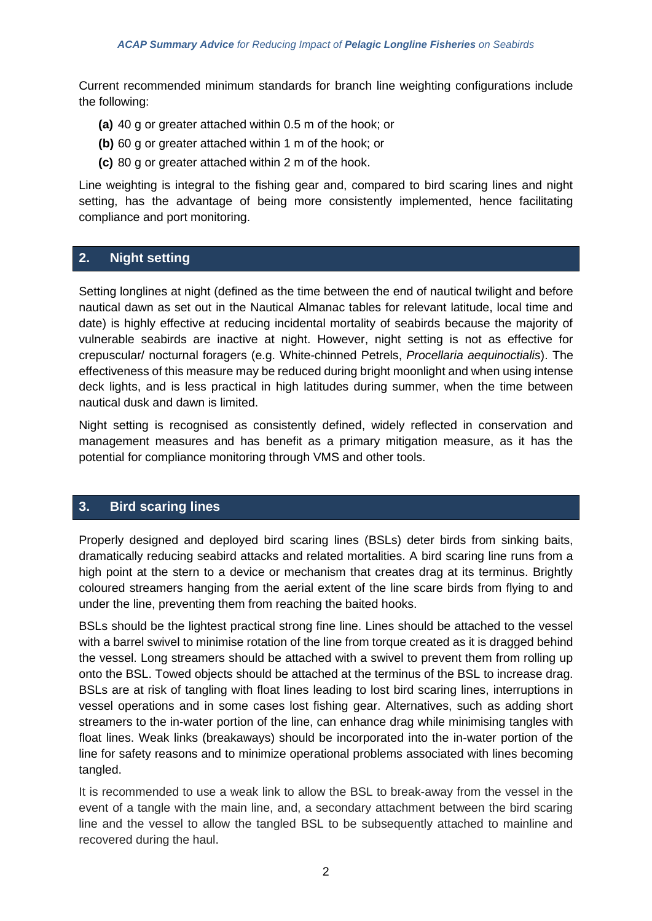Current recommended minimum standards for branch line weighting configurations include the following:

- **(a)** 40 g or greater attached within 0.5 m of the hook; or
- **(b)** 60 g or greater attached within 1 m of the hook; or
- **(c)** 80 g or greater attached within 2 m of the hook.

Line weighting is integral to the fishing gear and, compared to bird scaring lines and night setting, has the advantage of being more consistently implemented, hence facilitating compliance and port monitoring.

## 2. Night setting

Setting longlines at night (defined as the time between the end of nautical twilight and before nautical dawn as set out in the Nautical Almanac tables for relevant latitude, local time and date) is highly effective at reducing incidental mortality of seabirds because the majority of vulnerable seabirds are inactive at night. However, night setting is not as effective for crepuscular/ nocturnal foragers (e.g. White-chinned Petrels, *Procellaria aequinoctialis*). The effectiveness of this measure may be reduced during bright moonlight and when using intense deck lights, and is less practical in high latitudes during summer, when the time between nautical dusk and dawn is limited.

Night setting is recognised as consistently defined, widely reflected in conservation and management measures and has benefit as a primary mitigation measure, as it has the potential for compliance monitoring through VMS and other tools.

## 3. Bird scaring lines

Properly designed and deployed bird scaring lines (BSLs) deter birds from sinking baits, dramatically reducing seabird attacks and related mortalities. A bird scaring line runs from a high point at the stern to a device or mechanism that creates drag at its terminus. Brightly coloured streamers hanging from the aerial extent of the line scare birds from flying to and under the line, preventing them from reaching the baited hooks.

BSLs should be the lightest practical strong fine line. Lines should be attached to the vessel with a barrel swivel to minimise rotation of the line from torque created as it is dragged behind the vessel. Long streamers should be attached with a swivel to prevent them from rolling up onto the BSL. Towed objects should be attached at the terminus of the BSL to increase drag. BSLs are at risk of tangling with float lines leading to lost bird scaring lines, interruptions in vessel operations and in some cases lost fishing gear. Alternatives, such as adding short streamers to the in-water portion of the line, can enhance drag while minimising tangles with float lines. Weak links (breakaways) should be incorporated into the in-water portion of the line for safety reasons and to minimize operational problems associated with lines becoming tangled.

It is recommended to use a weak link to allow the BSL to break-away from the vessel in the event of a tangle with the main line, and, a secondary attachment between the bird scaring line and the vessel to allow the tangled BSL to be subsequently attached to mainline and recovered during the haul.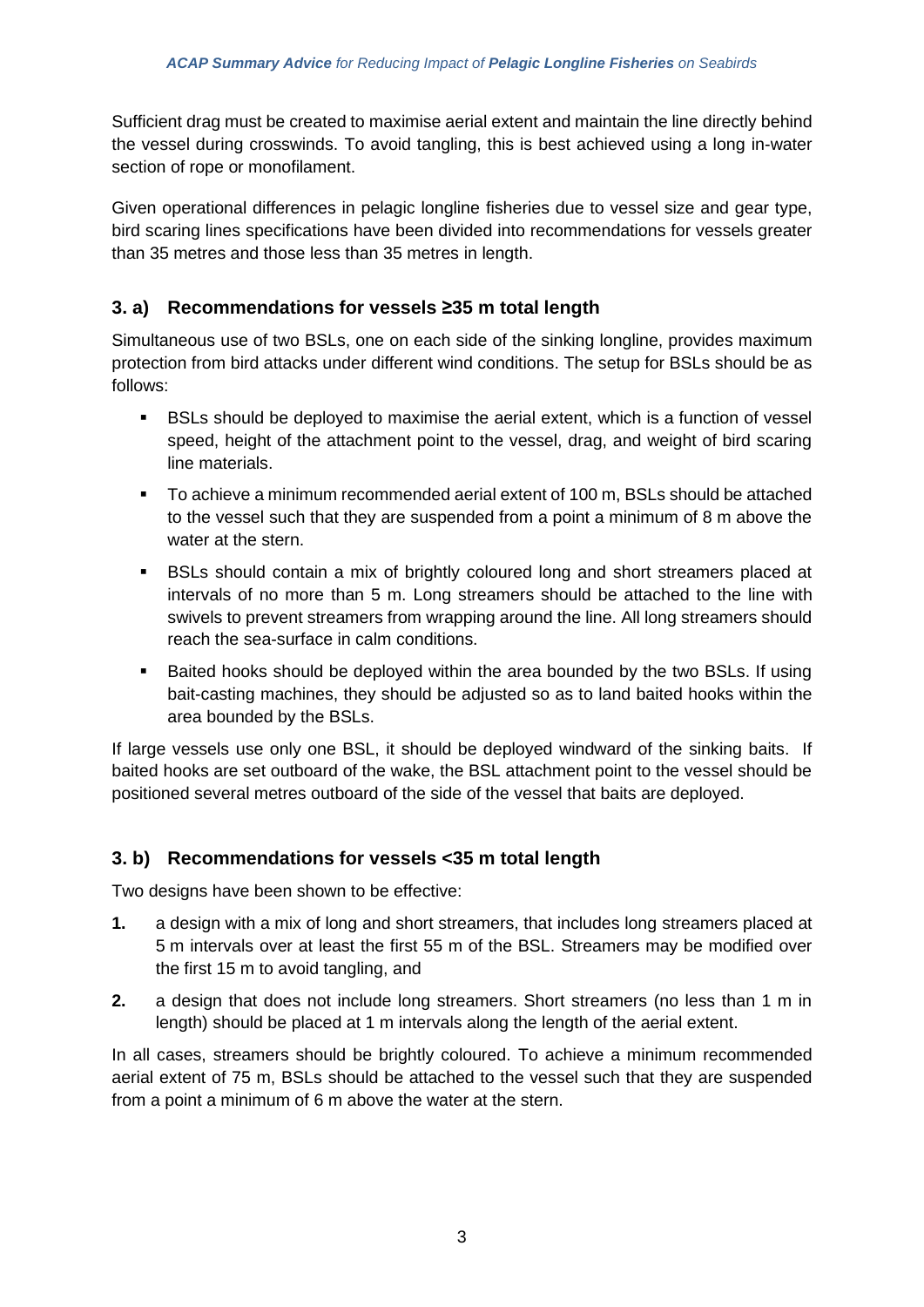Sufficient drag must be created to maximise aerial extent and maintain the line directly behind the vessel during crosswinds. To avoid tangling, this is best achieved using a long in-water section of rope or monofilament.

Given operational differences in pelagic longline fisheries due to vessel size and gear type, bird scaring lines specifications have been divided into recommendations for vessels greater than 35 metres and those less than 35 metres in length.

### 3. a) Recommendations for vessels ≥35 m total length

Simultaneous use of two BSLs, one on each side of the sinking longline, provides maximum protection from bird attacks under different wind conditions. The setup for BSLs should be as follows:

- BSLs should be deployed to maximise the aerial extent, which is a function of vessel speed, height of the attachment point to the vessel, drag, and weight of bird scaring line materials.
- To achieve a minimum recommended aerial extent of 100 m, BSLs should be attached to the vessel such that they are suspended from a point a minimum of 8 m above the water at the stern.
- BSLs should contain a mix of brightly coloured long and short streamers placed at intervals of no more than 5 m. Long streamers should be attached to the line with swivels to prevent streamers from wrapping around the line. All long streamers should reach the sea-surface in calm conditions.
- Baited hooks should be deployed within the area bounded by the two BSLs. If using bait-casting machines, they should be adjusted so as to land baited hooks within the area bounded by the BSLs.

If large vessels use only one BSL, it should be deployed windward of the sinking baits. If baited hooks are set outboard of the wake, the BSL attachment point to the vessel should be positioned several metres outboard of the side of the vessel that baits are deployed.

### 3. b) Recommendations for vessels <35 m total length

Two designs have been shown to be effective:

1. a design with a mix of long and short streamers, that includes long streamers placed at 5 m intervals over at least the first 55 m of the BSL. Streamers may be modified over the first 15 m to avoid tangling, and
2. a design that does not include long streamers. Short streamers (no less than 1 m in length) should be placed at 1 m intervals along the length of the aerial extent.

In all cases, streamers should be brightly coloured. To achieve a minimum recommended aerial extent of 75 m, BSLs should be attached to the vessel such that they are suspended from a point a minimum of 6 m above the water at the stern.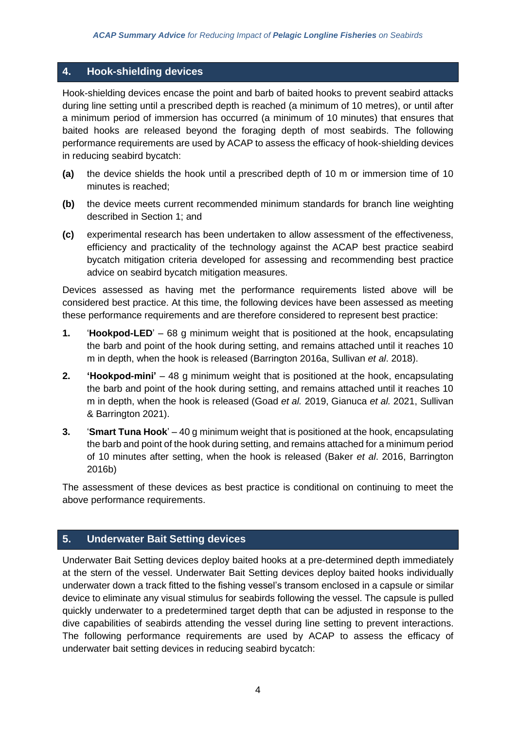## 4. Hook-shielding devices

Hook-shielding devices encase the point and barb of baited hooks to prevent seabird attacks during line setting until a prescribed depth is reached (a minimum of 10 metres), or until after a minimum period of immersion has occurred (a minimum of 10 minutes) that ensures that baited hooks are released beyond the foraging depth of most seabirds. The following performance requirements are used by ACAP to assess the efficacy of hook-shielding devices in reducing seabird bycatch:

**(a)** the device shields the hook until a prescribed depth of 10 m or immersion time of 10 minutes is reached;

**(b)** the device meets current recommended minimum standards for branch line weighting described in Section 1; and

**(c)** experimental research has been undertaken to allow assessment of the effectiveness, efficiency and practicality of the technology against the ACAP best practice seabird bycatch mitigation criteria developed for assessing and recommending best practice advice on seabird bycatch mitigation measures.

Devices assessed as having met the performance requirements listed above will be considered best practice. At this time, the following devices have been assessed as meeting these performance requirements and are therefore considered to represent best practice:

1. '**Hookpod-LED**' – 68 g minimum weight that is positioned at the hook, encapsulating the barb and point of the hook during setting, and remains attached until it reaches 10 m in depth, when the hook is released (Barrington 2016a, Sullivan *et al*. 2018).
2. **'Hookpod-mini'** – 48 g minimum weight that is positioned at the hook, encapsulating the barb and point of the hook during setting, and remains attached until it reaches 10 m in depth, when the hook is released (Goad *et al.* 2019, Gianuca *et al.* 2021, Sullivan & Barrington 2021).
3. '**Smart Tuna Hook**' – 40 g minimum weight that is positioned at the hook, encapsulating the barb and point of the hook during setting, and remains attached for a minimum period of 10 minutes after setting, when the hook is released (Baker *et al*. 2016, Barrington 2016b)

The assessment of these devices as best practice is conditional on continuing to meet the above performance requirements.

## 5. Underwater Bait Setting devices

Underwater Bait Setting devices deploy baited hooks at a pre-determined depth immediately at the stern of the vessel. Underwater Bait Setting devices deploy baited hooks individually underwater down a track fitted to the fishing vessel's transom enclosed in a capsule or similar device to eliminate any visual stimulus for seabirds following the vessel. The capsule is pulled quickly underwater to a predetermined target depth that can be adjusted in response to the dive capabilities of seabirds attending the vessel during line setting to prevent interactions. The following performance requirements are used by ACAP to assess the efficacy of underwater bait setting devices in reducing seabird bycatch: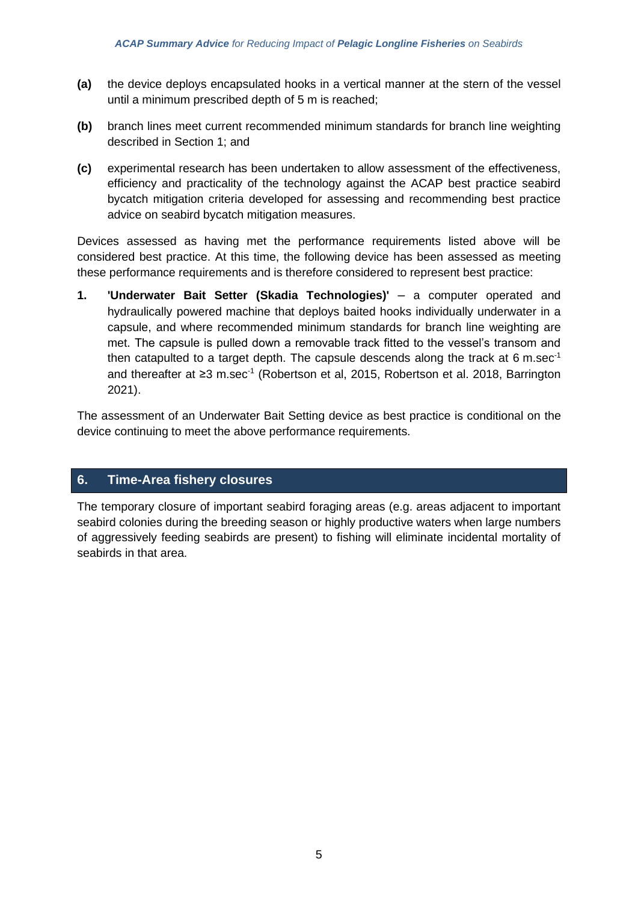**(a)** the device deploys encapsulated hooks in a vertical manner at the stern of the vessel until a minimum prescribed depth of 5 m is reached;

**(b)** branch lines meet current recommended minimum standards for branch line weighting described in Section 1; and

**(c)** experimental research has been undertaken to allow assessment of the effectiveness, efficiency and practicality of the technology against the ACAP best practice seabird bycatch mitigation criteria developed for assessing and recommending best practice advice on seabird bycatch mitigation measures.

Devices assessed as having met the performance requirements listed above will be considered best practice. At this time, the following device has been assessed as meeting these performance requirements and is therefore considered to represent best practice:

1. **'Underwater Bait Setter (Skadia Technologies)'** – a computer operated and hydraulically powered machine that deploys baited hooks individually underwater in a capsule, and where recommended minimum standards for branch line weighting are met. The capsule is pulled down a removable track fitted to the vessel's transom and then catapulted to a target depth. The capsule descends along the track at 6 $m.sec^{-1}$ and thereafter at ≥3 $m.sec^{-1}$ (Robertson et al, 2015, Robertson et al. 2018, Barrington 2021).

The assessment of an Underwater Bait Setting device as best practice is conditional on the device continuing to meet the above performance requirements.

## 6. Time-Area fishery closures

The temporary closure of important seabird foraging areas (e.g. areas adjacent to important seabird colonies during the breeding season or highly productive waters when large numbers of aggressively feeding seabirds are present) to fishing will eliminate incidental mortality of seabirds in that area.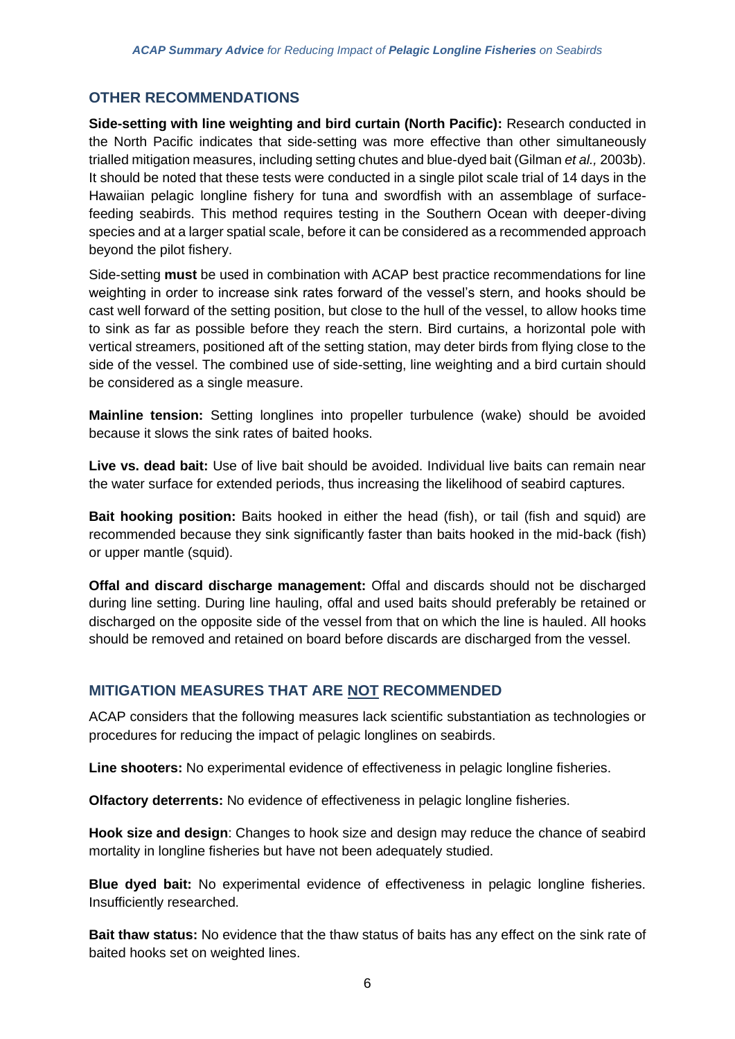## OTHER RECOMMENDATIONS

**Side-setting with line weighting and bird curtain (North Pacific):** Research conducted in the North Pacific indicates that side-setting was more effective than other simultaneously trialled mitigation measures, including setting chutes and blue-dyed bait (Gilman *et al.,* 2003b). It should be noted that these tests were conducted in a single pilot scale trial of 14 days in the Hawaiian pelagic longline fishery for tuna and swordfish with an assemblage of surface-feeding seabirds. This method requires testing in the Southern Ocean with deeper-diving species and at a larger spatial scale, before it can be considered as a recommended approach beyond the pilot fishery.

Side-setting **must** be used in combination with ACAP best practice recommendations for line weighting in order to increase sink rates forward of the vessel's stern, and hooks should be cast well forward of the setting position, but close to the hull of the vessel, to allow hooks time to sink as far as possible before they reach the stern. Bird curtains, a horizontal pole with vertical streamers, positioned aft of the setting station, may deter birds from flying close to the side of the vessel. The combined use of side-setting, line weighting and a bird curtain should be considered as a single measure.

**Mainline tension:** Setting longlines into propeller turbulence (wake) should be avoided because it slows the sink rates of baited hooks.

**Live vs. dead bait:** Use of live bait should be avoided. Individual live baits can remain near the water surface for extended periods, thus increasing the likelihood of seabird captures.

**Bait hooking position:** Baits hooked in either the head (fish), or tail (fish and squid) are recommended because they sink significantly faster than baits hooked in the mid-back (fish) or upper mantle (squid).

**Offal and discard discharge management:** Offal and discards should not be discharged during line setting. During line hauling, offal and used baits should preferably be retained or discharged on the opposite side of the vessel from that on which the line is hauled. All hooks should be removed and retained on board before discards are discharged from the vessel.

## MITIGATION MEASURES THAT ARE NOT RECOMMENDED

ACAP considers that the following measures lack scientific substantiation as technologies or procedures for reducing the impact of pelagic longlines on seabirds.

**Line shooters:** No experimental evidence of effectiveness in pelagic longline fisheries.

**Olfactory deterrents:** No evidence of effectiveness in pelagic longline fisheries.

**Hook size and design**: Changes to hook size and design may reduce the chance of seabird mortality in longline fisheries but have not been adequately studied.

**Blue dyed bait:** No experimental evidence of effectiveness in pelagic longline fisheries. Insufficiently researched.

**Bait thaw status:** No evidence that the thaw status of baits has any effect on the sink rate of baited hooks set on weighted lines.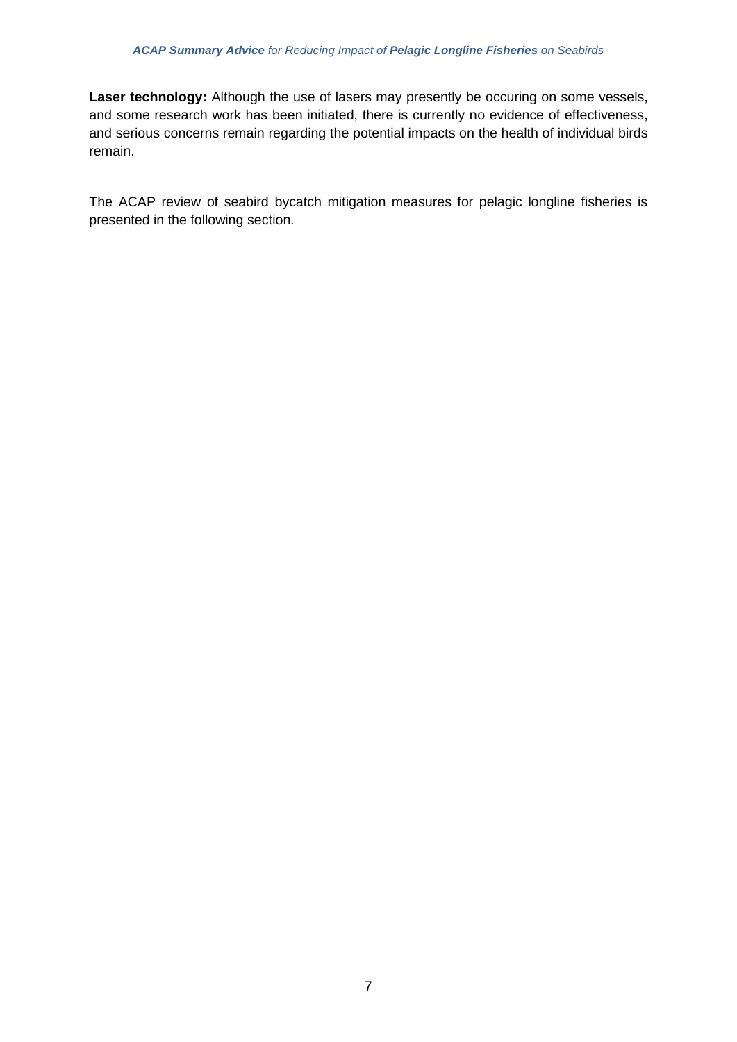**Laser technology:** Although the use of lasers may presently be occuring on some vessels, and some research work has been initiated, there is currently no evidence of effectiveness, and serious concerns remain regarding the potential impacts on the health of individual birds remain.

The ACAP review of seabird bycatch mitigation measures for pelagic longline fisheries is presented in the following section.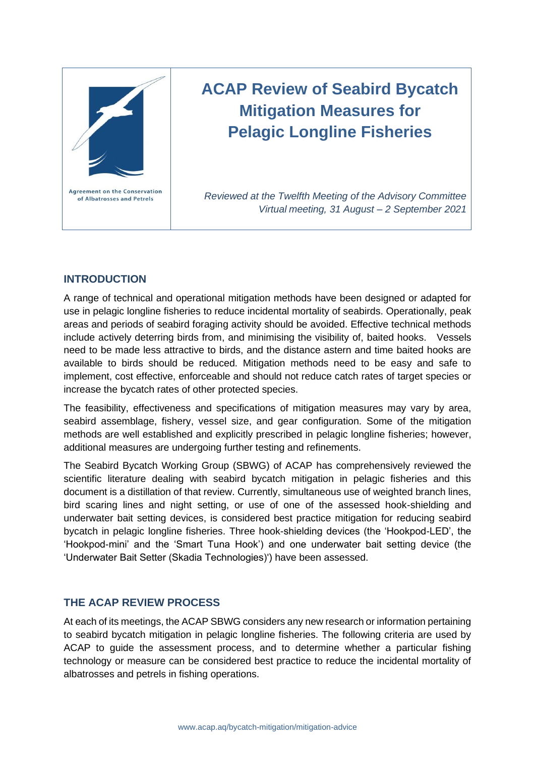Agreement on the Conservation of Albatrosses and Petrels

# ACAP Review of Seabird Bycatch Mitigation Measures for Pelagic Longline Fisheries

*Reviewed at the Twelfth Meeting of the Advisory Committee*
*Virtual meeting, 31 August – 2 September 2021*

## INTRODUCTION

A range of technical and operational mitigation methods have been designed or adapted for use in pelagic longline fisheries to reduce incidental mortality of seabirds. Operationally, peak areas and periods of seabird foraging activity should be avoided. Effective technical methods include actively deterring birds from, and minimising the visibility of, baited hooks. Vessels need to be made less attractive to birds, and the distance astern and time baited hooks are available to birds should be reduced. Mitigation methods need to be easy and safe to implement, cost effective, enforceable and should not reduce catch rates of target species or increase the bycatch rates of other protected species.

The feasibility, effectiveness and specifications of mitigation measures may vary by area, seabird assemblage, fishery, vessel size, and gear configuration. Some of the mitigation methods are well established and explicitly prescribed in pelagic longline fisheries; however, additional measures are undergoing further testing and refinements.

The Seabird Bycatch Working Group (SBWG) of ACAP has comprehensively reviewed the scientific literature dealing with seabird bycatch mitigation in pelagic fisheries and this document is a distillation of that review. Currently, simultaneous use of weighted branch lines, bird scaring lines and night setting, or use of one of the assessed hook-shielding and underwater bait setting devices, is considered best practice mitigation for reducing seabird bycatch in pelagic longline fisheries. Three hook-shielding devices (the 'Hookpod-LED', the 'Hookpod-mini' and the 'Smart Tuna Hook') and one underwater bait setting device (the 'Underwater Bait Setter (Skadia Technologies)') have been assessed.

## THE ACAP REVIEW PROCESS

At each of its meetings, the ACAP SBWG considers any new research or information pertaining to seabird bycatch mitigation in pelagic longline fisheries. The following criteria are used by ACAP to guide the assessment process, and to determine whether a particular fishing technology or measure can be considered best practice to reduce the incidental mortality of albatrosses and petrels in fishing operations.

www.acap.aq/bycatch-mitigation/mitigation-advice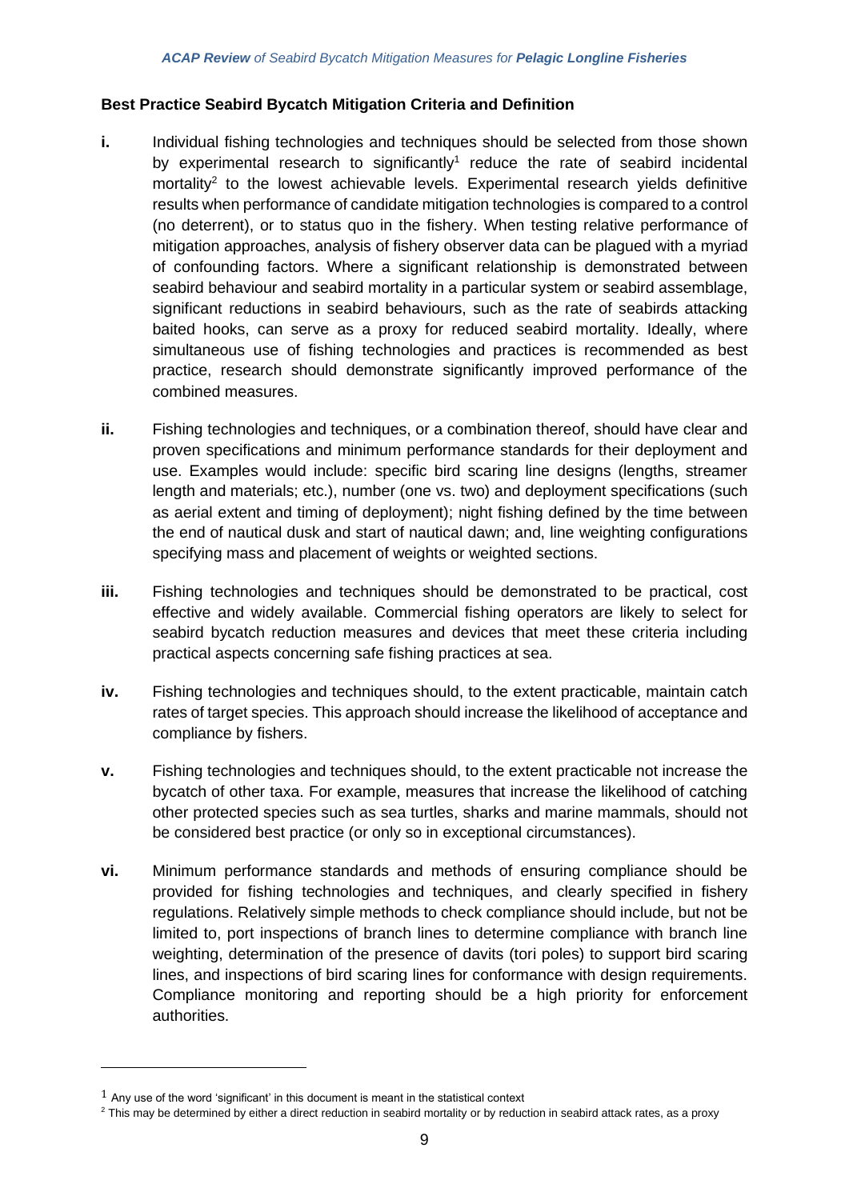### Best Practice Seabird Bycatch Mitigation Criteria and Definition

**i.** Individual fishing technologies and techniques should be selected from those shown by experimental research to significantly[1] reduce the rate of seabird incidental mortality[2] to the lowest achievable levels. Experimental research yields definitive results when performance of candidate mitigation technologies is compared to a control (no deterrent), or to status quo in the fishery. When testing relative performance of mitigation approaches, analysis of fishery observer data can be plagued with a myriad of confounding factors. Where a significant relationship is demonstrated between seabird behaviour and seabird mortality in a particular system or seabird assemblage, significant reductions in seabird behaviours, such as the rate of seabirds attacking baited hooks, can serve as a proxy for reduced seabird mortality. Ideally, where simultaneous use of fishing technologies and practices is recommended as best practice, research should demonstrate significantly improved performance of the combined measures.

**ii.** Fishing technologies and techniques, or a combination thereof, should have clear and proven specifications and minimum performance standards for their deployment and use. Examples would include: specific bird scaring line designs (lengths, streamer length and materials; etc.), number (one vs. two) and deployment specifications (such as aerial extent and timing of deployment); night fishing defined by the time between the end of nautical dusk and start of nautical dawn; and, line weighting configurations specifying mass and placement of weights or weighted sections.

**iii.** Fishing technologies and techniques should be demonstrated to be practical, cost effective and widely available. Commercial fishing operators are likely to select for seabird bycatch reduction measures and devices that meet these criteria including practical aspects concerning safe fishing practices at sea.

**iv.** Fishing technologies and techniques should, to the extent practicable, maintain catch rates of target species. This approach should increase the likelihood of acceptance and compliance by fishers.

**v.** Fishing technologies and techniques should, to the extent practicable not increase the bycatch of other taxa. For example, measures that increase the likelihood of catching other protected species such as sea turtles, sharks and marine mammals, should not be considered best practice (or only so in exceptional circumstances).

**vi.** Minimum performance standards and methods of ensuring compliance should be provided for fishing technologies and techniques, and clearly specified in fishery regulations. Relatively simple methods to check compliance should include, but not be limited to, port inspections of branch lines to determine compliance with branch line weighting, determination of the presence of davits (tori poles) to support bird scaring lines, and inspections of bird scaring lines for conformance with design requirements. Compliance monitoring and reporting should be a high priority for enforcement authorities.

---

[1] Any use of the word 'significant' in this document is meant in the statistical context

[2] This may be determined by either a direct reduction in seabird mortality or by reduction in seabird attack rates, as a proxy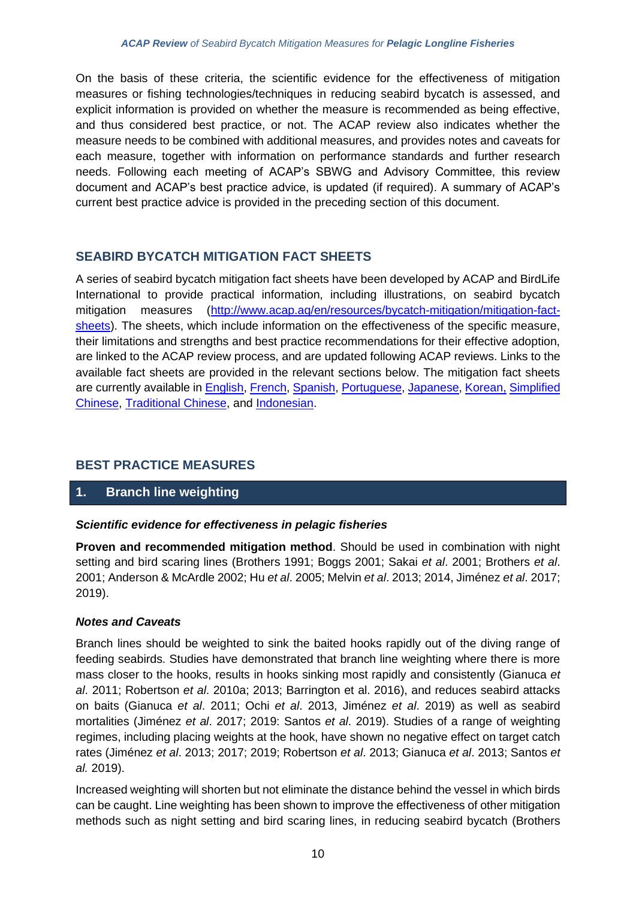On the basis of these criteria, the scientific evidence for the effectiveness of mitigation measures or fishing technologies/techniques in reducing seabird bycatch is assessed, and explicit information is provided on whether the measure is recommended as being effective, and thus considered best practice, or not. The ACAP review also indicates whether the measure needs to be combined with additional measures, and provides notes and caveats for each measure, together with information on performance standards and further research needs. Following each meeting of ACAP's SBWG and Advisory Committee, this review document and ACAP's best practice advice, is updated (if required). A summary of ACAP's current best practice advice is provided in the preceding section of this document.

## SEABIRD BYCATCH MITIGATION FACT SHEETS

A series of seabird bycatch mitigation fact sheets have been developed by ACAP and BirdLife International to provide practical information, including illustrations, on seabird bycatch mitigation measures ([http://www.acap.aq/en/resources/bycatch-mitigation/mitigation-fact-sheets](http://www.acap.aq/en/resources/bycatch-mitigation/mitigation-fact-sheets)). The sheets, which include information on the effectiveness of the specific measure, their limitations and strengths and best practice recommendations for their effective adoption, are linked to the ACAP review process, and are updated following ACAP reviews. Links to the available fact sheets are provided in the relevant sections below. The mitigation fact sheets are currently available in English, French, Spanish, Portuguese, Japanese, Korean, Simplified Chinese, Traditional Chinese, and Indonesian.

## BEST PRACTICE MEASURES

### 1. Branch line weighting

***Scientific evidence for effectiveness in pelagic fisheries***

**Proven and recommended mitigation method**. Should be used in combination with night setting and bird scaring lines (Brothers 1991; Boggs 2001; Sakai *et al*. 2001; Brothers *et al*. 2001; Anderson & McArdle 2002; Hu *et al*. 2005; Melvin *et al*. 2013; 2014, Jiménez *et al*. 2017; 2019).

***Notes and Caveats***

Branch lines should be weighted to sink the baited hooks rapidly out of the diving range of feeding seabirds. Studies have demonstrated that branch line weighting where there is more mass closer to the hooks, results in hooks sinking most rapidly and consistently (Gianuca *et al*. 2011; Robertson *et al*. 2010a; 2013; Barrington et al. 2016), and reduces seabird attacks on baits (Gianuca *et al*. 2011; Ochi *et al*. 2013, Jiménez *et al*. 2019) as well as seabird mortalities (Jiménez *et al*. 2017; 2019: Santos *et al*. 2019). Studies of a range of weighting regimes, including placing weights at the hook, have shown no negative effect on target catch rates (Jiménez *et al*. 2013; 2017; 2019; Robertson *et al*. 2013; Gianuca *et al*. 2013; Santos *et al.* 2019).

Increased weighting will shorten but not eliminate the distance behind the vessel in which birds can be caught. Line weighting has been shown to improve the effectiveness of other mitigation methods such as night setting and bird scaring lines, in reducing seabird bycatch (Brothers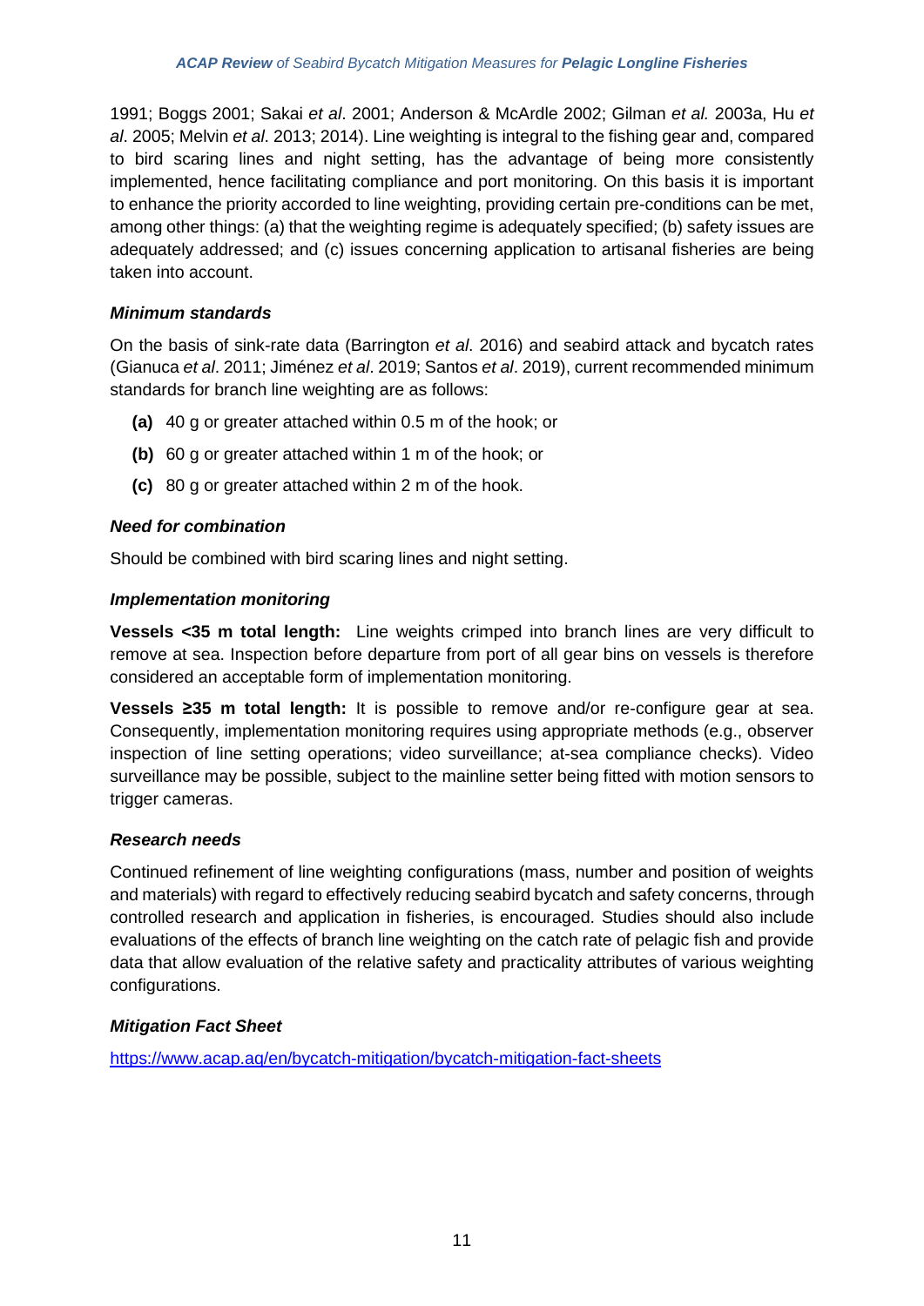1991; Boggs 2001; Sakai *et al*. 2001; Anderson & McArdle 2002; Gilman *et al.* 2003a, Hu *et al*. 2005; Melvin *et al*. 2013; 2014). Line weighting is integral to the fishing gear and, compared to bird scaring lines and night setting, has the advantage of being more consistently implemented, hence facilitating compliance and port monitoring. On this basis it is important to enhance the priority accorded to line weighting, providing certain pre-conditions can be met, among other things: (a) that the weighting regime is adequately specified; (b) safety issues are adequately addressed; and (c) issues concerning application to artisanal fisheries are being taken into account.

### *Minimum standards*

On the basis of sink-rate data (Barrington *et al*. 2016) and seabird attack and bycatch rates (Gianuca *et al*. 2011; Jiménez *et al*. 2019; Santos *et al*. 2019), current recommended minimum standards for branch line weighting are as follows:

- **(a)** 40 g or greater attached within 0.5 m of the hook; or
- **(b)** 60 g or greater attached within 1 m of the hook; or
- **(c)** 80 g or greater attached within 2 m of the hook.

### *Need for combination*

Should be combined with bird scaring lines and night setting.

### *Implementation monitoring*

**Vessels <35 m total length:** Line weights crimped into branch lines are very difficult to remove at sea. Inspection before departure from port of all gear bins on vessels is therefore considered an acceptable form of implementation monitoring.

**Vessels ≥35 m total length:** It is possible to remove and/or re-configure gear at sea. Consequently, implementation monitoring requires using appropriate methods (e.g., observer inspection of line setting operations; video surveillance; at-sea compliance checks). Video surveillance may be possible, subject to the mainline setter being fitted with motion sensors to trigger cameras.

### *Research needs*

Continued refinement of line weighting configurations (mass, number and position of weights and materials) with regard to effectively reducing seabird bycatch and safety concerns, through controlled research and application in fisheries, is encouraged. Studies should also include evaluations of the effects of branch line weighting on the catch rate of pelagic fish and provide data that allow evaluation of the relative safety and practicality attributes of various weighting configurations.

### *Mitigation Fact Sheet*

https://www.acap.aq/en/bycatch-mitigation/bycatch-mitigation-fact-sheets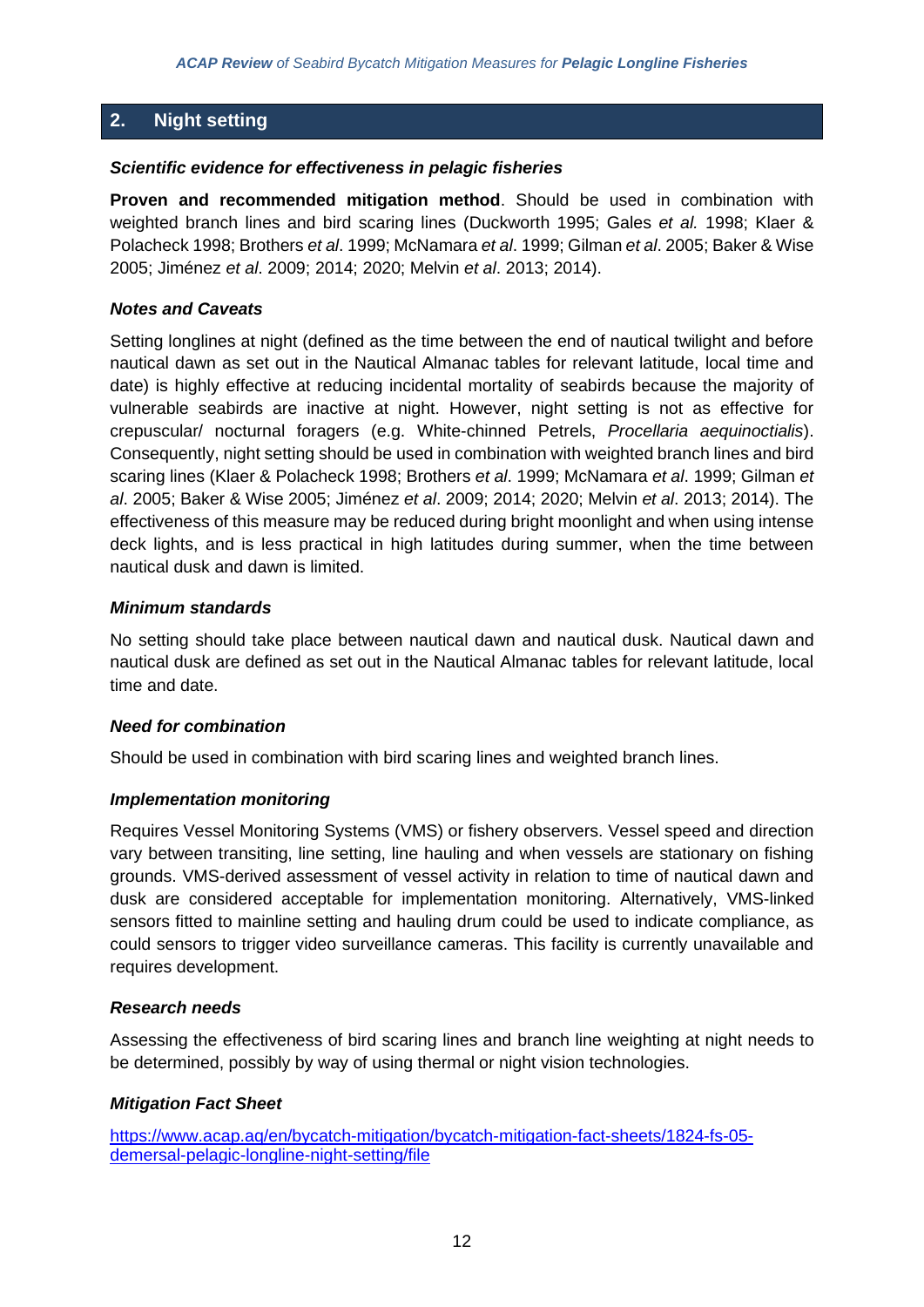## 2. Night setting

***Scientific evidence for effectiveness in pelagic fisheries***

**Proven and recommended mitigation method**. Should be used in combination with weighted branch lines and bird scaring lines (Duckworth 1995; Gales *et al.* 1998; Klaer & Polacheck 1998; Brothers *et al*. 1999; McNamara *et al*. 1999; Gilman *et al*. 2005; Baker & Wise 2005; Jiménez *et al*. 2009; 2014; 2020; Melvin *et al*. 2013; 2014).

***Notes and Caveats***

Setting longlines at night (defined as the time between the end of nautical twilight and before nautical dawn as set out in the Nautical Almanac tables for relevant latitude, local time and date) is highly effective at reducing incidental mortality of seabirds because the majority of vulnerable seabirds are inactive at night. However, night setting is not as effective for crepuscular/ nocturnal foragers (e.g. White-chinned Petrels, *Procellaria aequinoctialis*). Consequently, night setting should be used in combination with weighted branch lines and bird scaring lines (Klaer & Polacheck 1998; Brothers *et al*. 1999; McNamara *et al*. 1999; Gilman *et al*. 2005; Baker & Wise 2005; Jiménez *et al*. 2009; 2014; 2020; Melvin *et al*. 2013; 2014). The effectiveness of this measure may be reduced during bright moonlight and when using intense deck lights, and is less practical in high latitudes during summer, when the time between nautical dusk and dawn is limited.

***Minimum standards***

No setting should take place between nautical dawn and nautical dusk. Nautical dawn and nautical dusk are defined as set out in the Nautical Almanac tables for relevant latitude, local time and date.

***Need for combination***

Should be used in combination with bird scaring lines and weighted branch lines.

***Implementation monitoring***

Requires Vessel Monitoring Systems (VMS) or fishery observers. Vessel speed and direction vary between transiting, line setting, line hauling and when vessels are stationary on fishing grounds. VMS-derived assessment of vessel activity in relation to time of nautical dawn and dusk are considered acceptable for implementation monitoring. Alternatively, VMS-linked sensors fitted to mainline setting and hauling drum could be used to indicate compliance, as could sensors to trigger video surveillance cameras. This facility is currently unavailable and requires development.

***Research needs***

Assessing the effectiveness of bird scaring lines and branch line weighting at night needs to be determined, possibly by way of using thermal or night vision technologies.

***Mitigation Fact Sheet***

https://www.acap.aq/en/bycatch-mitigation/bycatch-mitigation-fact-sheets/1824-fs-05-demersal-pelagic-longline-night-setting/file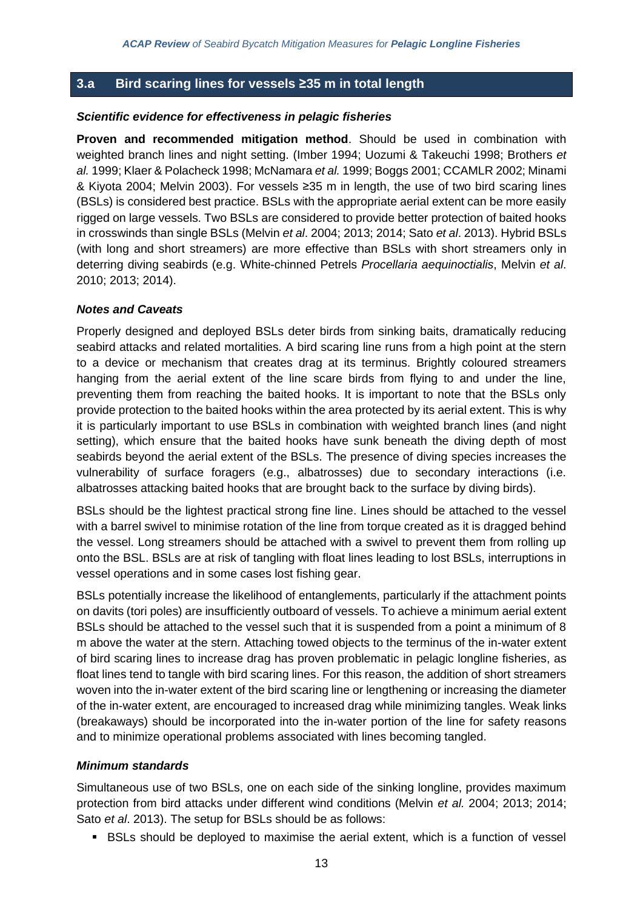## 3.a Bird scaring lines for vessels ≥35 m in total length

### *Scientific evidence for effectiveness in pelagic fisheries*

**Proven and recommended mitigation method**. Should be used in combination with weighted branch lines and night setting. (Imber 1994; Uozumi & Takeuchi 1998; Brothers *et al.* 1999; Klaer & Polacheck 1998; McNamara *et al.* 1999; Boggs 2001; CCAMLR 2002; Minami & Kiyota 2004; Melvin 2003). For vessels ≥35 m in length, the use of two bird scaring lines (BSLs) is considered best practice. BSLs with the appropriate aerial extent can be more easily rigged on large vessels. Two BSLs are considered to provide better protection of baited hooks in crosswinds than single BSLs (Melvin *et al*. 2004; 2013; 2014; Sato *et al*. 2013). Hybrid BSLs (with long and short streamers) are more effective than BSLs with short streamers only in deterring diving seabirds (e.g. White-chinned Petrels *Procellaria aequinoctialis*, Melvin *et al*. 2010; 2013; 2014).

### *Notes and Caveats*

Properly designed and deployed BSLs deter birds from sinking baits, dramatically reducing seabird attacks and related mortalities. A bird scaring line runs from a high point at the stern to a device or mechanism that creates drag at its terminus. Brightly coloured streamers hanging from the aerial extent of the line scare birds from flying to and under the line, preventing them from reaching the baited hooks. It is important to note that the BSLs only provide protection to the baited hooks within the area protected by its aerial extent. This is why it is particularly important to use BSLs in combination with weighted branch lines (and night setting), which ensure that the baited hooks have sunk beneath the diving depth of most seabirds beyond the aerial extent of the BSLs. The presence of diving species increases the vulnerability of surface foragers (e.g., albatrosses) due to secondary interactions (i.e. albatrosses attacking baited hooks that are brought back to the surface by diving birds).

BSLs should be the lightest practical strong fine line. Lines should be attached to the vessel with a barrel swivel to minimise rotation of the line from torque created as it is dragged behind the vessel. Long streamers should be attached with a swivel to prevent them from rolling up onto the BSL. BSLs are at risk of tangling with float lines leading to lost BSLs, interruptions in vessel operations and in some cases lost fishing gear.

BSLs potentially increase the likelihood of entanglements, particularly if the attachment points on davits (tori poles) are insufficiently outboard of vessels. To achieve a minimum aerial extent BSLs should be attached to the vessel such that it is suspended from a point a minimum of 8 m above the water at the stern. Attaching towed objects to the terminus of the in-water extent of bird scaring lines to increase drag has proven problematic in pelagic longline fisheries, as float lines tend to tangle with bird scaring lines. For this reason, the addition of short streamers woven into the in-water extent of the bird scaring line or lengthening or increasing the diameter of the in-water extent, are encouraged to increased drag while minimizing tangles. Weak links (breakaways) should be incorporated into the in-water portion of the line for safety reasons and to minimize operational problems associated with lines becoming tangled.

### *Minimum standards*

Simultaneous use of two BSLs, one on each side of the sinking longline, provides maximum protection from bird attacks under different wind conditions (Melvin *et al.* 2004; 2013; 2014; Sato *et al*. 2013). The setup for BSLs should be as follows:

- BSLs should be deployed to maximise the aerial extent, which is a function of vessel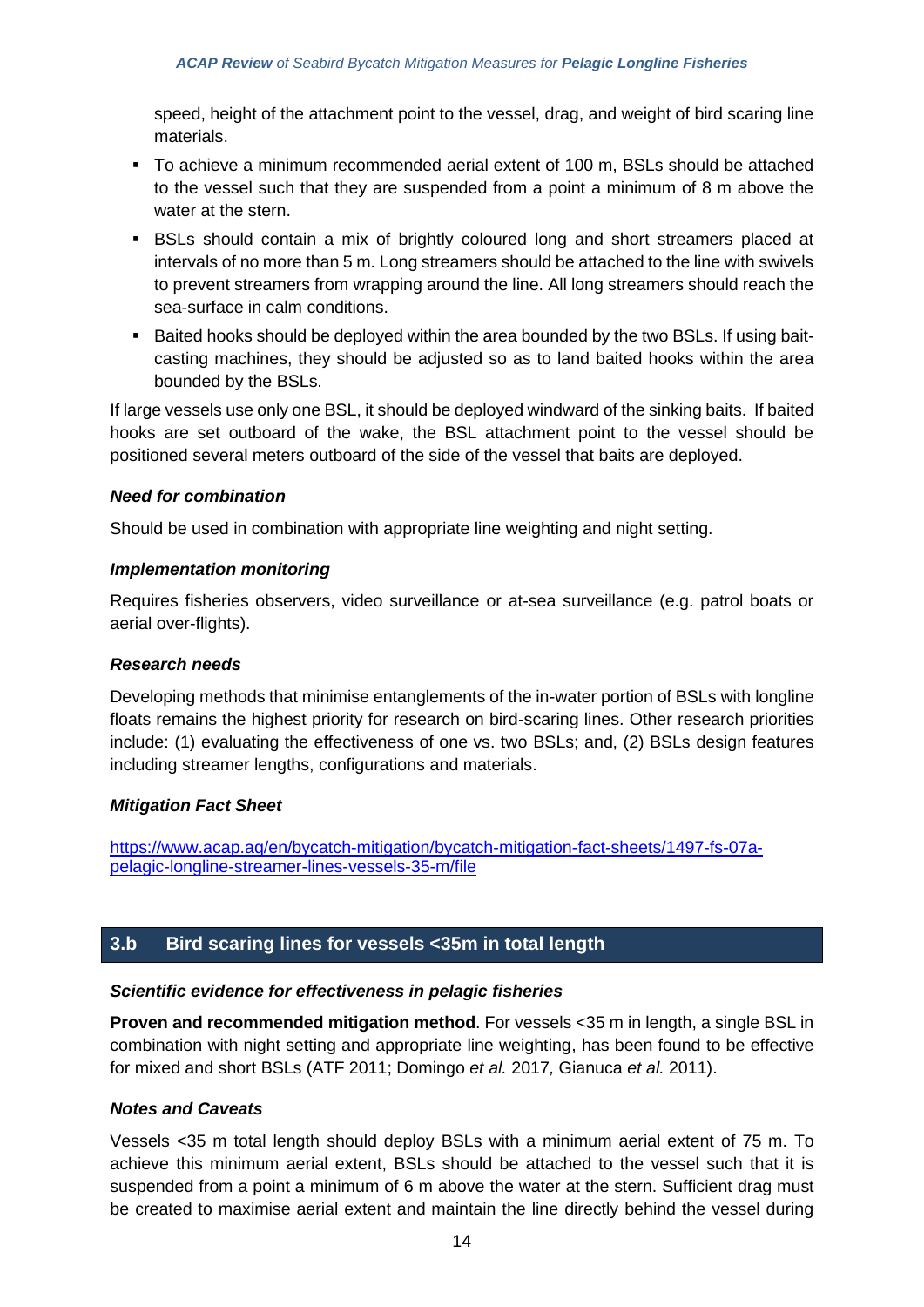speed, height of the attachment point to the vessel, drag, and weight of bird scaring line materials.

- To achieve a minimum recommended aerial extent of 100 m, BSLs should be attached to the vessel such that they are suspended from a point a minimum of 8 m above the water at the stern.
- BSLs should contain a mix of brightly coloured long and short streamers placed at intervals of no more than 5 m. Long streamers should be attached to the line with swivels to prevent streamers from wrapping around the line. All long streamers should reach the sea-surface in calm conditions.
- Baited hooks should be deployed within the area bounded by the two BSLs. If using bait-casting machines, they should be adjusted so as to land baited hooks within the area bounded by the BSLs.

If large vessels use only one BSL, it should be deployed windward of the sinking baits. If baited hooks are set outboard of the wake, the BSL attachment point to the vessel should be positioned several meters outboard of the side of the vessel that baits are deployed.

***Need for combination***

Should be used in combination with appropriate line weighting and night setting.

***Implementation monitoring***

Requires fisheries observers, video surveillance or at-sea surveillance (e.g. patrol boats or aerial over-flights).

***Research needs***

Developing methods that minimise entanglements of the in-water portion of BSLs with longline floats remains the highest priority for research on bird-scaring lines. Other research priorities include: (1) evaluating the effectiveness of one vs. two BSLs; and, (2) BSLs design features including streamer lengths, configurations and materials.

***Mitigation Fact Sheet***

https://www.acap.aq/en/bycatch-mitigation/bycatch-mitigation-fact-sheets/1497-fs-07a-pelagic-longline-streamer-lines-vessels-35-m/file

## 3.b Bird scaring lines for vessels <35m in total length

***Scientific evidence for effectiveness in pelagic fisheries***

**Proven and recommended mitigation method**. For vessels <35 m in length, a single BSL in combination with night setting and appropriate line weighting, has been found to be effective for mixed and short BSLs (ATF 2011; Domingo *et al.* 2017*,* Gianuca *et al.* 2011).

***Notes and Caveats***

Vessels <35 m total length should deploy BSLs with a minimum aerial extent of 75 m. To achieve this minimum aerial extent, BSLs should be attached to the vessel such that it is suspended from a point a minimum of 6 m above the water at the stern. Sufficient drag must be created to maximise aerial extent and maintain the line directly behind the vessel during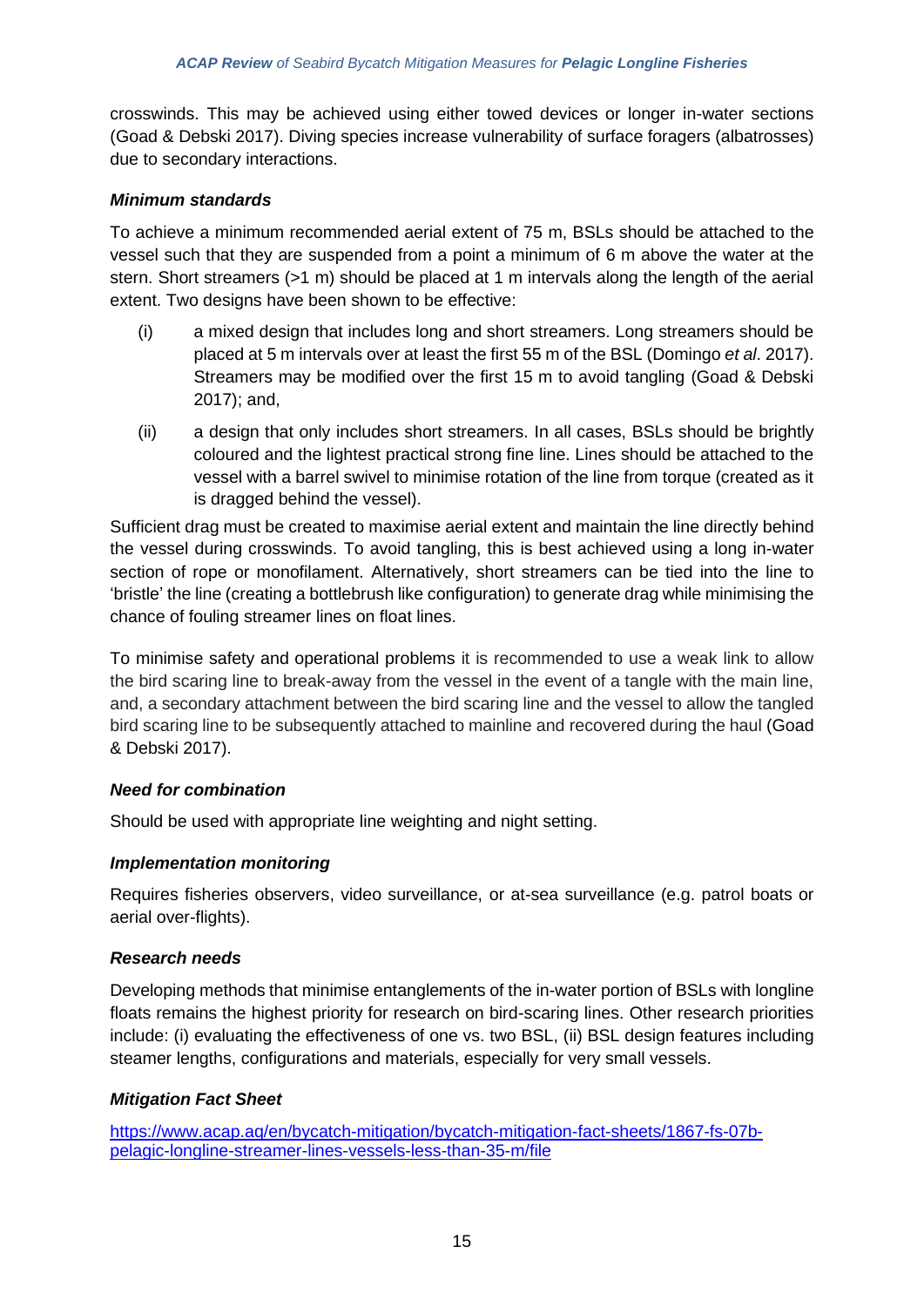crosswinds. This may be achieved using either towed devices or longer in-water sections (Goad & Debski 2017). Diving species increase vulnerability of surface foragers (albatrosses) due to secondary interactions.

### *Minimum standards*

To achieve a minimum recommended aerial extent of 75 m, BSLs should be attached to the vessel such that they are suspended from a point a minimum of 6 m above the water at the stern. Short streamers (>1 m) should be placed at 1 m intervals along the length of the aerial extent. Two designs have been shown to be effective:

(i) a mixed design that includes long and short streamers. Long streamers should be placed at 5 m intervals over at least the first 55 m of the BSL (Domingo *et al*. 2017). Streamers may be modified over the first 15 m to avoid tangling (Goad & Debski 2017); and,

(ii) a design that only includes short streamers. In all cases, BSLs should be brightly coloured and the lightest practical strong fine line. Lines should be attached to the vessel with a barrel swivel to minimise rotation of the line from torque (created as it is dragged behind the vessel).

Sufficient drag must be created to maximise aerial extent and maintain the line directly behind the vessel during crosswinds. To avoid tangling, this is best achieved using a long in-water section of rope or monofilament. Alternatively, short streamers can be tied into the line to 'bristle' the line (creating a bottlebrush like configuration) to generate drag while minimising the chance of fouling streamer lines on float lines.

To minimise safety and operational problems it is recommended to use a weak link to allow the bird scaring line to break-away from the vessel in the event of a tangle with the main line, and, a secondary attachment between the bird scaring line and the vessel to allow the tangled bird scaring line to be subsequently attached to mainline and recovered during the haul (Goad & Debski 2017).

### *Need for combination*

Should be used with appropriate line weighting and night setting.

### *Implementation monitoring*

Requires fisheries observers, video surveillance, or at-sea surveillance (e.g. patrol boats or aerial over-flights).

### *Research needs*

Developing methods that minimise entanglements of the in-water portion of BSLs with longline floats remains the highest priority for research on bird-scaring lines. Other research priorities include: (i) evaluating the effectiveness of one vs. two BSL, (ii) BSL design features including steamer lengths, configurations and materials, especially for very small vessels.

### *Mitigation Fact Sheet*

https://www.acap.aq/en/bycatch-mitigation/bycatch-mitigation-fact-sheets/1867-fs-07b-pelagic-longline-streamer-lines-vessels-less-than-35-m/file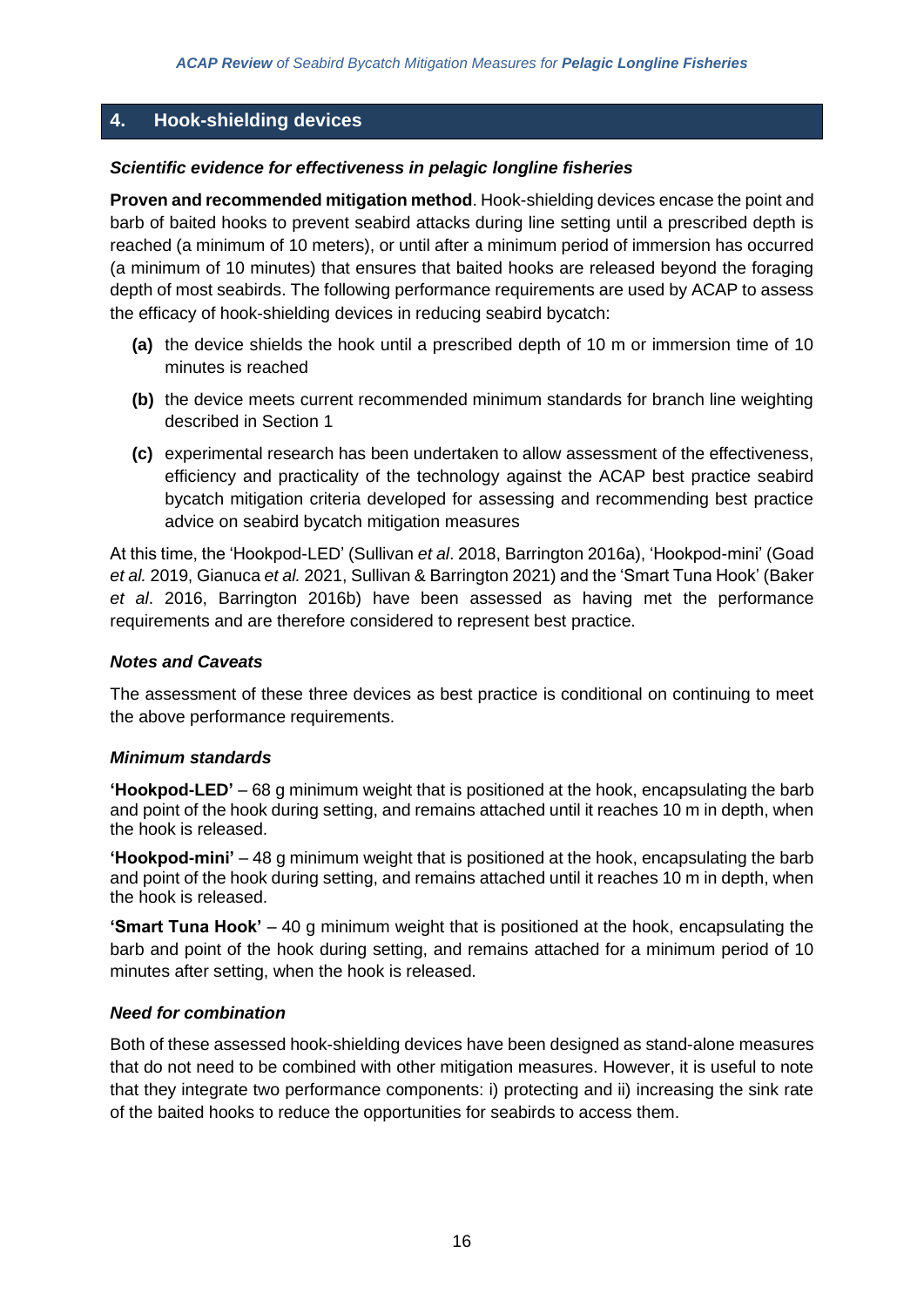## 4. Hook-shielding devices

### *Scientific evidence for effectiveness in pelagic longline fisheries*

**Proven and recommended mitigation method**. Hook-shielding devices encase the point and barb of baited hooks to prevent seabird attacks during line setting until a prescribed depth is reached (a minimum of 10 meters), or until after a minimum period of immersion has occurred (a minimum of 10 minutes) that ensures that baited hooks are released beyond the foraging depth of most seabirds. The following performance requirements are used by ACAP to assess the efficacy of hook-shielding devices in reducing seabird bycatch:

- **(a)** the device shields the hook until a prescribed depth of 10 m or immersion time of 10 minutes is reached
- **(b)** the device meets current recommended minimum standards for branch line weighting described in Section 1
- **(c)** experimental research has been undertaken to allow assessment of the effectiveness, efficiency and practicality of the technology against the ACAP best practice seabird bycatch mitigation criteria developed for assessing and recommending best practice advice on seabird bycatch mitigation measures

At this time, the 'Hookpod-LED' (Sullivan *et al*. 2018, Barrington 2016a), 'Hookpod-mini' (Goad *et al.* 2019, Gianuca *et al.* 2021, Sullivan & Barrington 2021) and the 'Smart Tuna Hook' (Baker *et al*. 2016, Barrington 2016b) have been assessed as having met the performance requirements and are therefore considered to represent best practice.

### *Notes and Caveats*

The assessment of these three devices as best practice is conditional on continuing to meet the above performance requirements.

### *Minimum standards*

**'Hookpod-LED'** – 68 g minimum weight that is positioned at the hook, encapsulating the barb and point of the hook during setting, and remains attached until it reaches 10 m in depth, when the hook is released.

**'Hookpod-mini'** – 48 g minimum weight that is positioned at the hook, encapsulating the barb and point of the hook during setting, and remains attached until it reaches 10 m in depth, when the hook is released.

**'Smart Tuna Hook'** – 40 g minimum weight that is positioned at the hook, encapsulating the barb and point of the hook during setting, and remains attached for a minimum period of 10 minutes after setting, when the hook is released.

### *Need for combination*

Both of these assessed hook-shielding devices have been designed as stand-alone measures that do not need to be combined with other mitigation measures. However, it is useful to note that they integrate two performance components: i) protecting and ii) increasing the sink rate of the baited hooks to reduce the opportunities for seabirds to access them.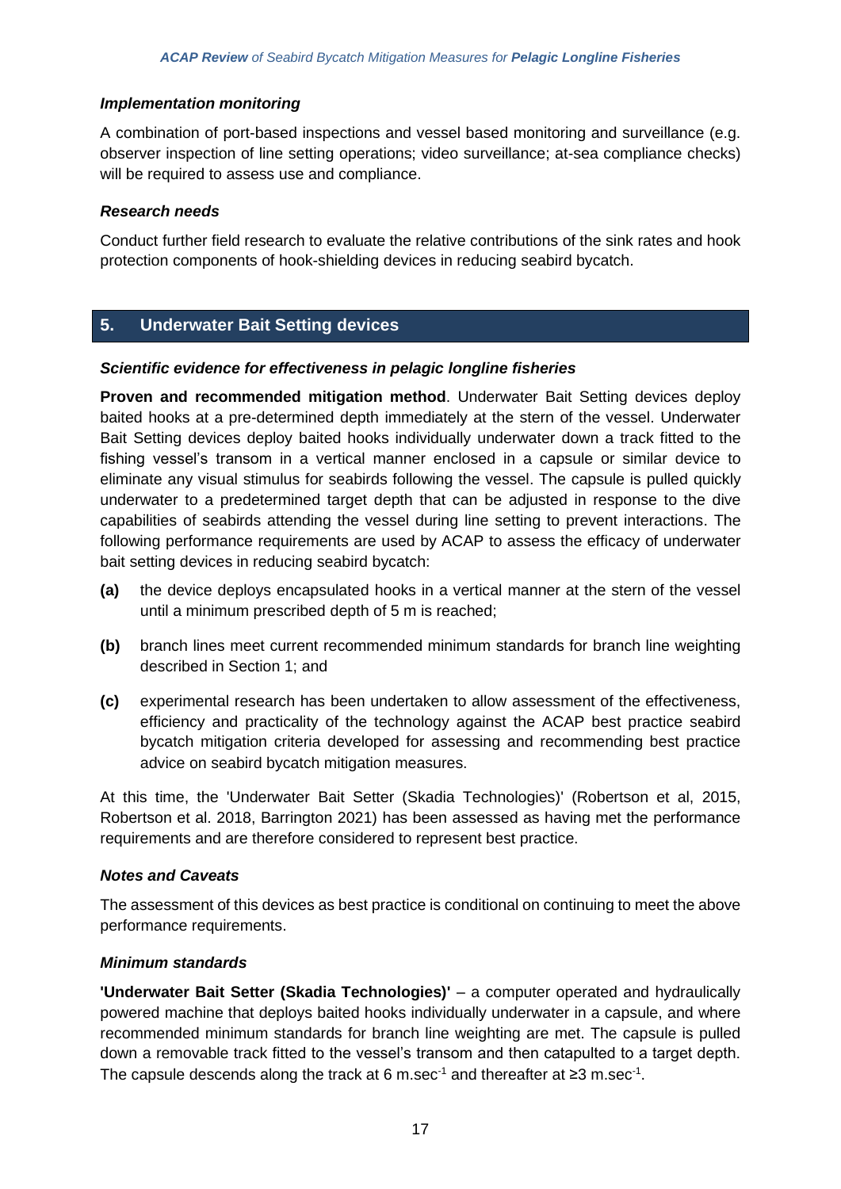### *Implementation monitoring*

A combination of port-based inspections and vessel based monitoring and surveillance (e.g. observer inspection of line setting operations; video surveillance; at-sea compliance checks) will be required to assess use and compliance.

### *Research needs*

Conduct further field research to evaluate the relative contributions of the sink rates and hook protection components of hook-shielding devices in reducing seabird bycatch.

## 5. Underwater Bait Setting devices

### *Scientific evidence for effectiveness in pelagic longline fisheries*

**Proven and recommended mitigation method**. Underwater Bait Setting devices deploy baited hooks at a pre-determined depth immediately at the stern of the vessel. Underwater Bait Setting devices deploy baited hooks individually underwater down a track fitted to the fishing vessel's transom in a vertical manner enclosed in a capsule or similar device to eliminate any visual stimulus for seabirds following the vessel. The capsule is pulled quickly underwater to a predetermined target depth that can be adjusted in response to the dive capabilities of seabirds attending the vessel during line setting to prevent interactions. The following performance requirements are used by ACAP to assess the efficacy of underwater bait setting devices in reducing seabird bycatch:

- **(a)** the device deploys encapsulated hooks in a vertical manner at the stern of the vessel until a minimum prescribed depth of 5 m is reached;
- **(b)** branch lines meet current recommended minimum standards for branch line weighting described in Section 1; and
- **(c)** experimental research has been undertaken to allow assessment of the effectiveness, efficiency and practicality of the technology against the ACAP best practice seabird bycatch mitigation criteria developed for assessing and recommending best practice advice on seabird bycatch mitigation measures.

At this time, the 'Underwater Bait Setter (Skadia Technologies)' (Robertson et al, 2015, Robertson et al. 2018, Barrington 2021) has been assessed as having met the performance requirements and are therefore considered to represent best practice.

### *Notes and Caveats*

The assessment of this devices as best practice is conditional on continuing to meet the above performance requirements.

### *Minimum standards*

**'Underwater Bait Setter (Skadia Technologies)'** – a computer operated and hydraulically powered machine that deploys baited hooks individually underwater in a capsule, and where recommended minimum standards for branch line weighting are met. The capsule is pulled down a removable track fitted to the vessel's transom and then catapulted to a target depth. The capsule descends along the track at 6 $m.sec^{-1}$ and thereafter at ≥3 $m.sec^{-1}$.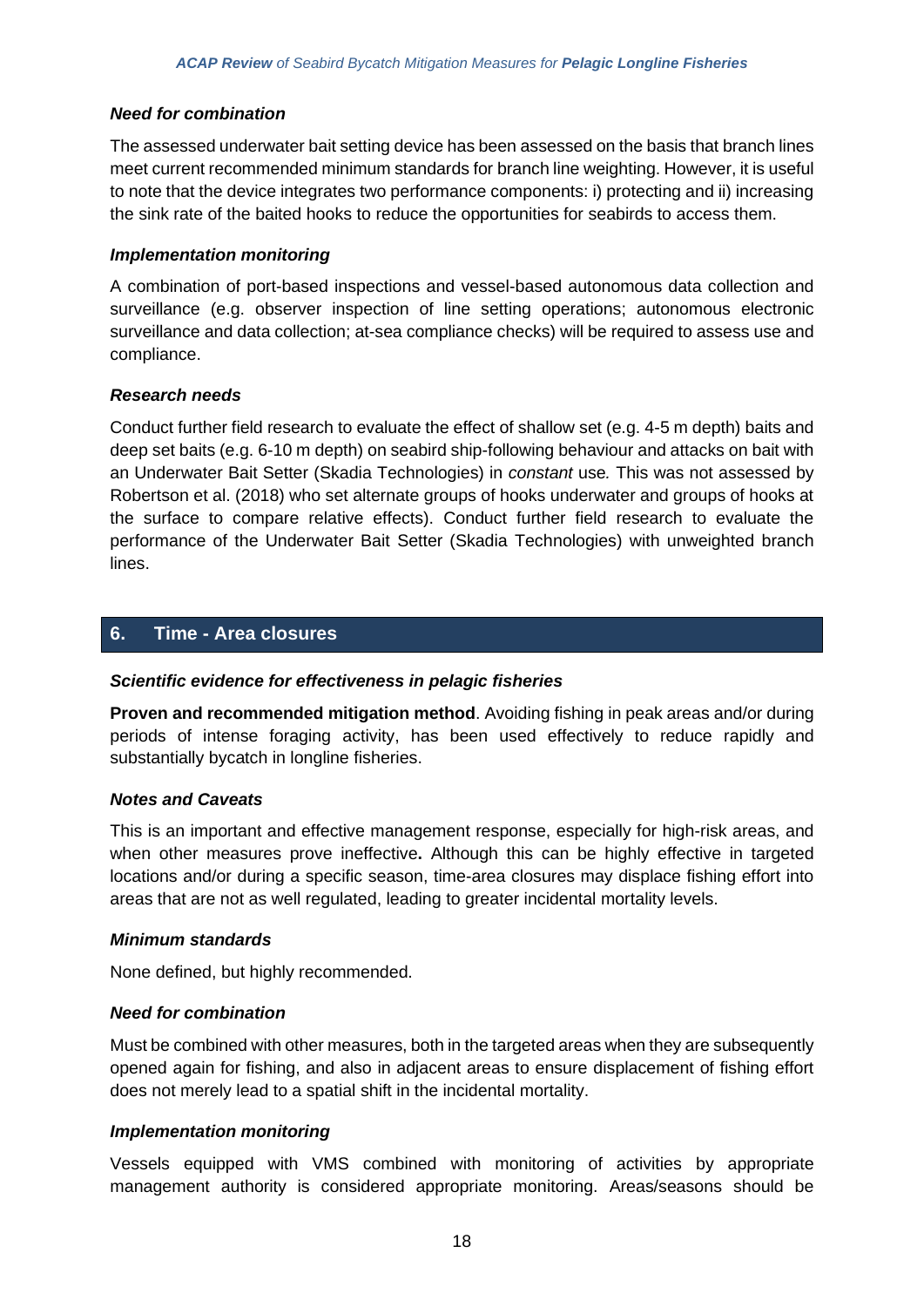### *Need for combination*

The assessed underwater bait setting device has been assessed on the basis that branch lines meet current recommended minimum standards for branch line weighting. However, it is useful to note that the device integrates two performance components: i) protecting and ii) increasing the sink rate of the baited hooks to reduce the opportunities for seabirds to access them.

### *Implementation monitoring*

A combination of port-based inspections and vessel-based autonomous data collection and surveillance (e.g. observer inspection of line setting operations; autonomous electronic surveillance and data collection; at-sea compliance checks) will be required to assess use and compliance.

### *Research needs*

Conduct further field research to evaluate the effect of shallow set (e.g. 4-5 m depth) baits and deep set baits (e.g. 6-10 m depth) on seabird ship-following behaviour and attacks on bait with an Underwater Bait Setter (Skadia Technologies) in *constant* use. This was not assessed by Robertson et al. (2018) who set alternate groups of hooks underwater and groups of hooks at the surface to compare relative effects). Conduct further field research to evaluate the performance of the Underwater Bait Setter (Skadia Technologies) with unweighted branch lines.

## 6. Time - Area closures

### *Scientific evidence for effectiveness in pelagic fisheries*

**Proven and recommended mitigation method**. Avoiding fishing in peak areas and/or during periods of intense foraging activity, has been used effectively to reduce rapidly and substantially bycatch in longline fisheries.

### *Notes and Caveats*

This is an important and effective management response, especially for high-risk areas, and when other measures prove ineffective**.** Although this can be highly effective in targeted locations and/or during a specific season, time-area closures may displace fishing effort into areas that are not as well regulated, leading to greater incidental mortality levels.

### *Minimum standards*

None defined, but highly recommended.

### *Need for combination*

Must be combined with other measures, both in the targeted areas when they are subsequently opened again for fishing, and also in adjacent areas to ensure displacement of fishing effort does not merely lead to a spatial shift in the incidental mortality.

### *Implementation monitoring*

Vessels equipped with VMS combined with monitoring of activities by appropriate management authority is considered appropriate monitoring. Areas/seasons should be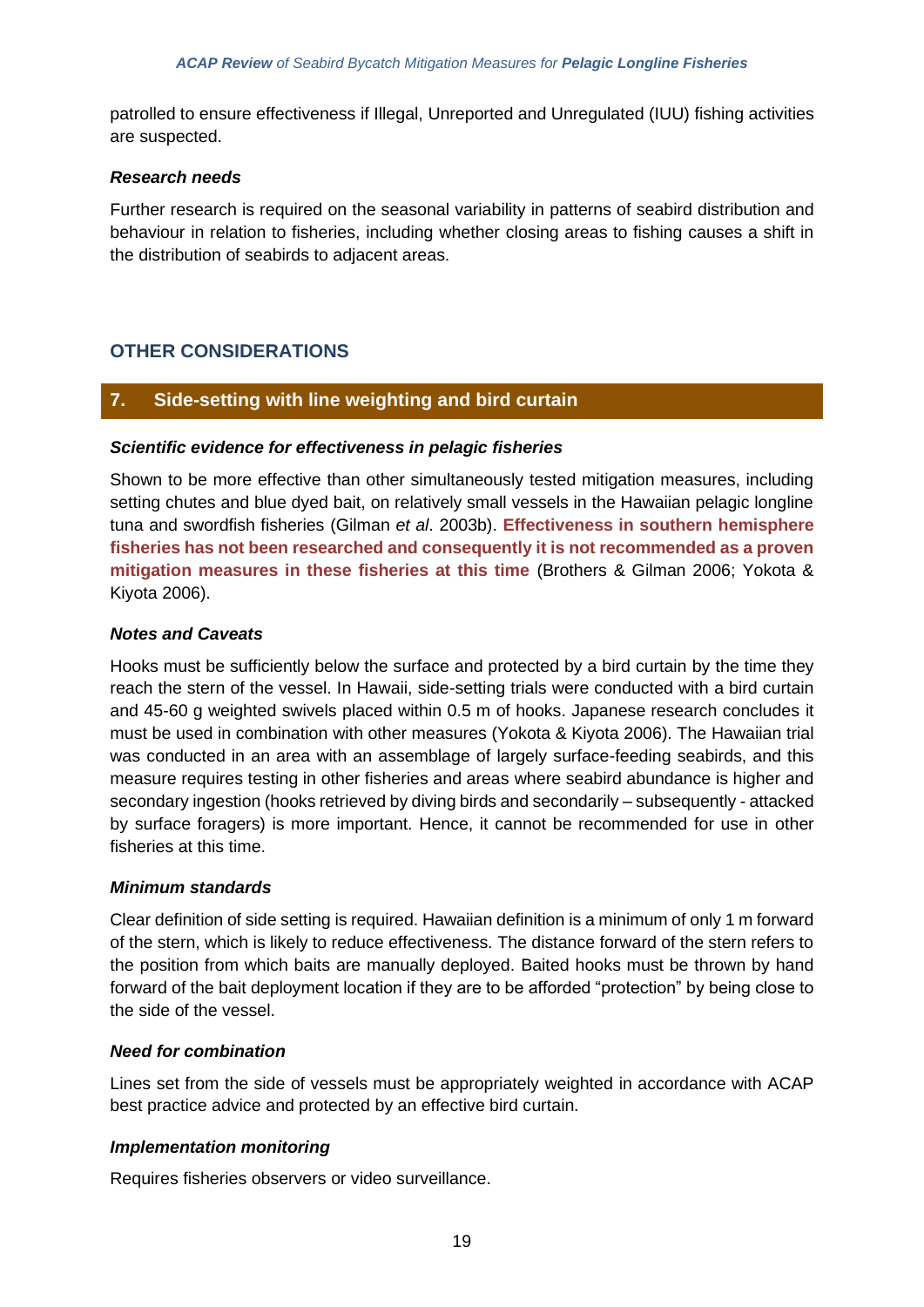patrolled to ensure effectiveness if Illegal, Unreported and Unregulated (IUU) fishing activities are suspected.

***Research needs***

Further research is required on the seasonal variability in patterns of seabird distribution and behaviour in relation to fisheries, including whether closing areas to fishing causes a shift in the distribution of seabirds to adjacent areas.

## OTHER CONSIDERATIONS

## 7. Side-setting with line weighting and bird curtain

***Scientific evidence for effectiveness in pelagic fisheries***

Shown to be more effective than other simultaneously tested mitigation measures, including setting chutes and blue dyed bait, on relatively small vessels in the Hawaiian pelagic longline tuna and swordfish fisheries (Gilman *et al*. 2003b). **Effectiveness in southern hemisphere fisheries has not been researched and consequently it is not recommended as a proven mitigation measures in these fisheries at this time** (Brothers & Gilman 2006; Yokota & Kiyota 2006).

***Notes and Caveats***

Hooks must be sufficiently below the surface and protected by a bird curtain by the time they reach the stern of the vessel. In Hawaii, side-setting trials were conducted with a bird curtain and 45-60 g weighted swivels placed within 0.5 m of hooks. Japanese research concludes it must be used in combination with other measures (Yokota & Kiyota 2006). The Hawaiian trial was conducted in an area with an assemblage of largely surface-feeding seabirds, and this measure requires testing in other fisheries and areas where seabird abundance is higher and secondary ingestion (hooks retrieved by diving birds and secondarily – subsequently - attacked by surface foragers) is more important. Hence, it cannot be recommended for use in other fisheries at this time.

***Minimum standards***

Clear definition of side setting is required. Hawaiian definition is a minimum of only 1 m forward of the stern, which is likely to reduce effectiveness. The distance forward of the stern refers to the position from which baits are manually deployed. Baited hooks must be thrown by hand forward of the bait deployment location if they are to be afforded "protection" by being close to the side of the vessel.

***Need for combination***

Lines set from the side of vessels must be appropriately weighted in accordance with ACAP best practice advice and protected by an effective bird curtain.

***Implementation monitoring***

Requires fisheries observers or video surveillance.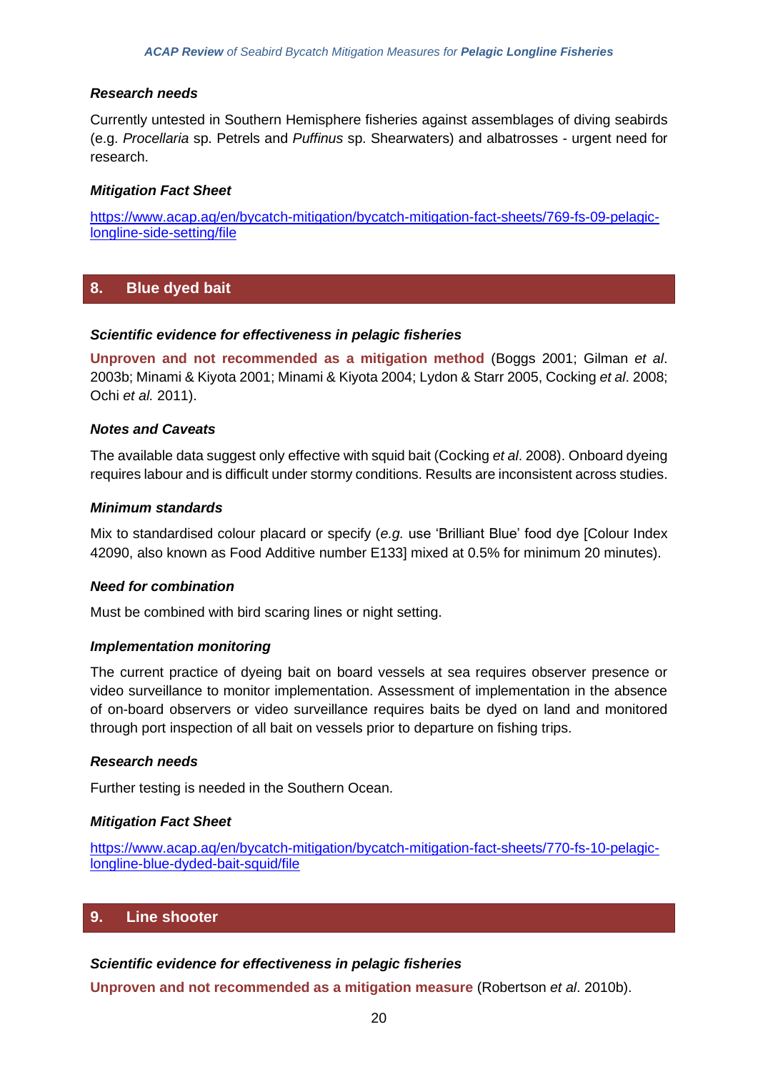### *Research needs*

Currently untested in Southern Hemisphere fisheries against assemblages of diving seabirds (e.g. *Procellaria* sp. Petrels and *Puffinus* sp. Shearwaters) and albatrosses - urgent need for research.

### *Mitigation Fact Sheet*

[https://www.acap.aq/en/bycatch-mitigation/bycatch-mitigation-fact-sheets/769-fs-09-pelagic-longline-side-setting/file](https://www.acap.aq/en/bycatch-mitigation/bycatch-mitigation-fact-sheets/769-fs-09-pelagic-longline-side-setting/file)

## 8. Blue dyed bait

### *Scientific evidence for effectiveness in pelagic fisheries*

**Unproven and not recommended as a mitigation method** (Boggs 2001; Gilman *et al*. 2003b; Minami & Kiyota 2001; Minami & Kiyota 2004; Lydon & Starr 2005, Cocking *et al*. 2008; Ochi *et al.* 2011).

### *Notes and Caveats*

The available data suggest only effective with squid bait (Cocking *et al*. 2008). Onboard dyeing requires labour and is difficult under stormy conditions. Results are inconsistent across studies.

### *Minimum standards*

Mix to standardised colour placard or specify (*e.g.* use 'Brilliant Blue' food dye [Colour Index 42090, also known as Food Additive number E133] mixed at 0.5% for minimum 20 minutes).

### *Need for combination*

Must be combined with bird scaring lines or night setting.

### *Implementation monitoring*

The current practice of dyeing bait on board vessels at sea requires observer presence or video surveillance to monitor implementation. Assessment of implementation in the absence of on-board observers or video surveillance requires baits be dyed on land and monitored through port inspection of all bait on vessels prior to departure on fishing trips.

### *Research needs*

Further testing is needed in the Southern Ocean.

### *Mitigation Fact Sheet*

[https://www.acap.aq/en/bycatch-mitigation/bycatch-mitigation-fact-sheets/770-fs-10-pelagic-longline-blue-dyded-bait-squid/file](https://www.acap.aq/en/bycatch-mitigation/bycatch-mitigation-fact-sheets/770-fs-10-pelagic-longline-blue-dyded-bait-squid/file)

## 9. Line shooter

### *Scientific evidence for effectiveness in pelagic fisheries*

**Unproven and not recommended as a mitigation measure** (Robertson *et al*. 2010b).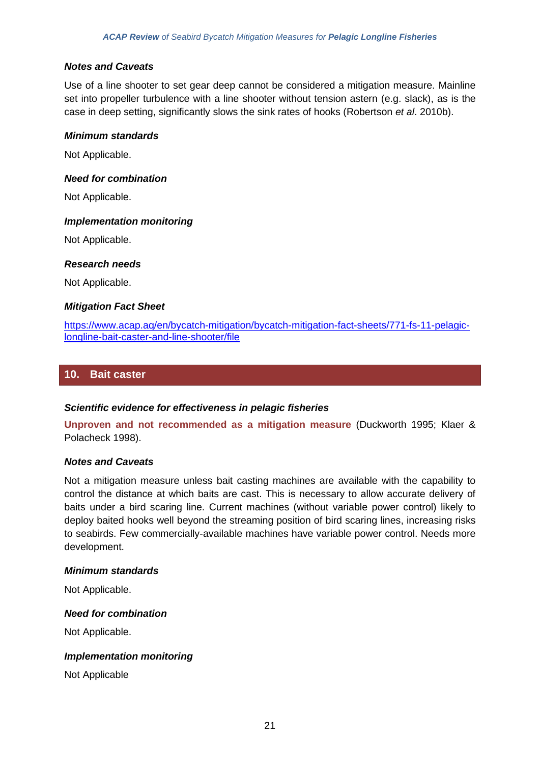#### *Notes and Caveats*

Use of a line shooter to set gear deep cannot be considered a mitigation measure. Mainline set into propeller turbulence with a line shooter without tension astern (e.g. slack), as is the case in deep setting, significantly slows the sink rates of hooks (Robertson *et al*. 2010b).

#### *Minimum standards*

Not Applicable.

#### *Need for combination*

Not Applicable.

#### *Implementation monitoring*

Not Applicable.

#### *Research needs*

Not Applicable.

#### *Mitigation Fact Sheet*

[https://www.acap.aq/en/bycatch-mitigation/bycatch-mitigation-fact-sheets/771-fs-11-pelagic-longline-bait-caster-and-line-shooter/file](https://www.acap.aq/en/bycatch-mitigation/bycatch-mitigation-fact-sheets/771-fs-11-pelagic-longline-bait-caster-and-line-shooter/file)

## 10. Bait caster

#### *Scientific evidence for effectiveness in pelagic fisheries*

**Unproven and not recommended as a mitigation measure** (Duckworth 1995; Klaer & Polacheck 1998).

#### *Notes and Caveats*

Not a mitigation measure unless bait casting machines are available with the capability to control the distance at which baits are cast. This is necessary to allow accurate delivery of baits under a bird scaring line. Current machines (without variable power control) likely to deploy baited hooks well beyond the streaming position of bird scaring lines, increasing risks to seabirds. Few commercially-available machines have variable power control. Needs more development.

#### *Minimum standards*

Not Applicable.

#### *Need for combination*

Not Applicable.

#### *Implementation monitoring*

Not Applicable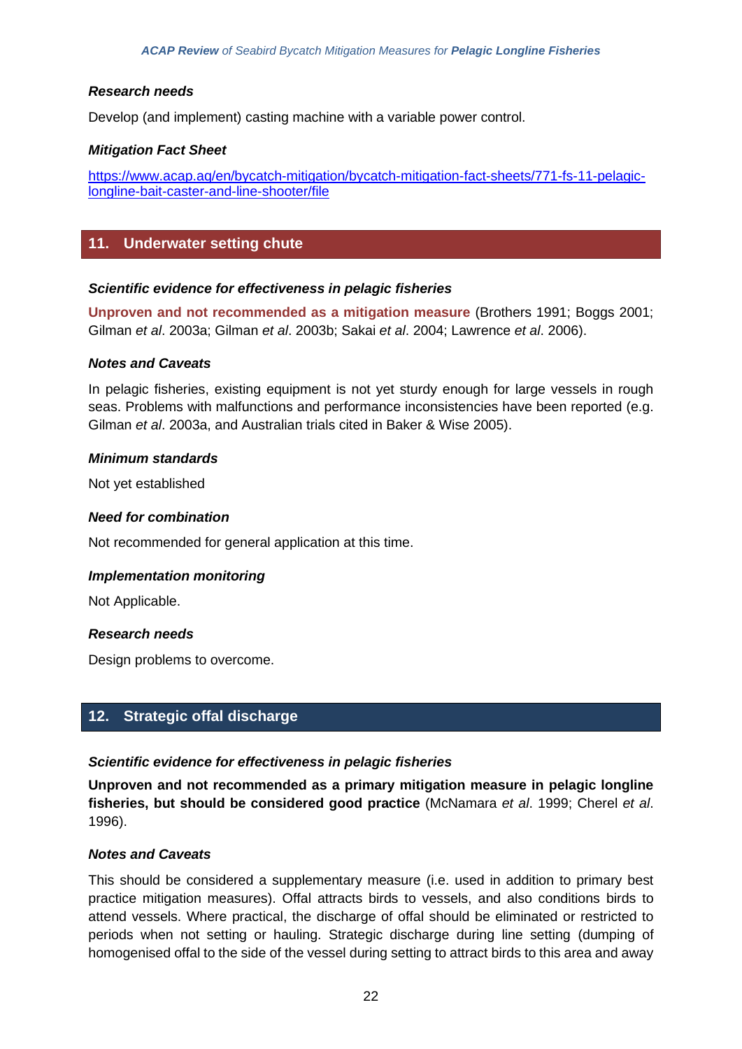#### Research needs

Develop (and implement) casting machine with a variable power control.

#### Mitigation Fact Sheet

[https://www.acap.aq/en/bycatch-mitigation/bycatch-mitigation-fact-sheets/771-fs-11-pelagic-longline-bait-caster-and-line-shooter/file](https://www.acap.aq/en/bycatch-mitigation/bycatch-mitigation-fact-sheets/771-fs-11-pelagic-longline-bait-caster-and-line-shooter/file)

## 11. Underwater setting chute

#### Scientific evidence for effectiveness in pelagic fisheries

**Unproven and not recommended as a mitigation measure** (Brothers 1991; Boggs 2001; Gilman *et al*. 2003a; Gilman *et al*. 2003b; Sakai *et al*. 2004; Lawrence *et al*. 2006).

#### Notes and Caveats

In pelagic fisheries, existing equipment is not yet sturdy enough for large vessels in rough seas. Problems with malfunctions and performance inconsistencies have been reported (e.g. Gilman *et al*. 2003a, and Australian trials cited in Baker & Wise 2005).

#### Minimum standards

Not yet established

#### Need for combination

Not recommended for general application at this time.

#### Implementation monitoring

Not Applicable.

#### Research needs

Design problems to overcome.

## 12. Strategic offal discharge

#### Scientific evidence for effectiveness in pelagic fisheries

**Unproven and not recommended as a primary mitigation measure in pelagic longline fisheries, but should be considered good practice** (McNamara *et al*. 1999; Cherel *et al*. 1996).

#### Notes and Caveats

This should be considered a supplementary measure (i.e. used in addition to primary best practice mitigation measures). Offal attracts birds to vessels, and also conditions birds to attend vessels. Where practical, the discharge of offal should be eliminated or restricted to periods when not setting or hauling. Strategic discharge during line setting (dumping of homogenised offal to the side of the vessel during setting to attract birds to this area and away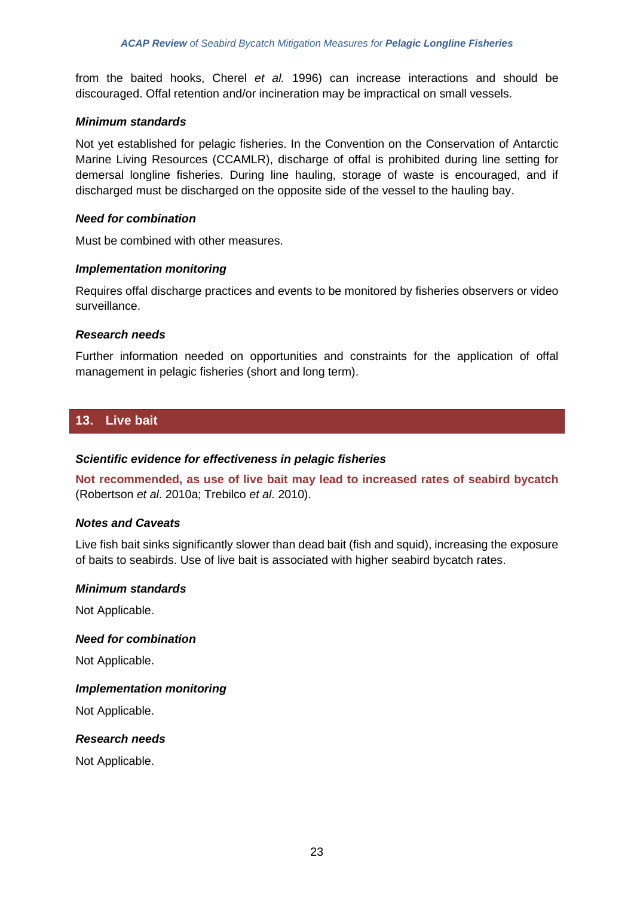from the baited hooks, Cherel *et al.* 1996) can increase interactions and should be discouraged. Offal retention and/or incineration may be impractical on small vessels.

***Minimum standards***

Not yet established for pelagic fisheries. In the Convention on the Conservation of Antarctic Marine Living Resources (CCAMLR), discharge of offal is prohibited during line setting for demersal longline fisheries. During line hauling, storage of waste is encouraged, and if discharged must be discharged on the opposite side of the vessel to the hauling bay.

***Need for combination***

Must be combined with other measures.

***Implementation monitoring***

Requires offal discharge practices and events to be monitored by fisheries observers or video surveillance.

***Research needs***

Further information needed on opportunities and constraints for the application of offal management in pelagic fisheries (short and long term).

## 13. Live bait

***Scientific evidence for effectiveness in pelagic fisheries***

**Not recommended, as use of live bait may lead to increased rates of seabird bycatch** (Robertson *et al*. 2010a; Trebilco *et al*. 2010).

***Notes and Caveats***

Live fish bait sinks significantly slower than dead bait (fish and squid), increasing the exposure of baits to seabirds. Use of live bait is associated with higher seabird bycatch rates.

***Minimum standards***

Not Applicable.

***Need for combination***

Not Applicable.

***Implementation monitoring***

Not Applicable.

***Research needs***

Not Applicable.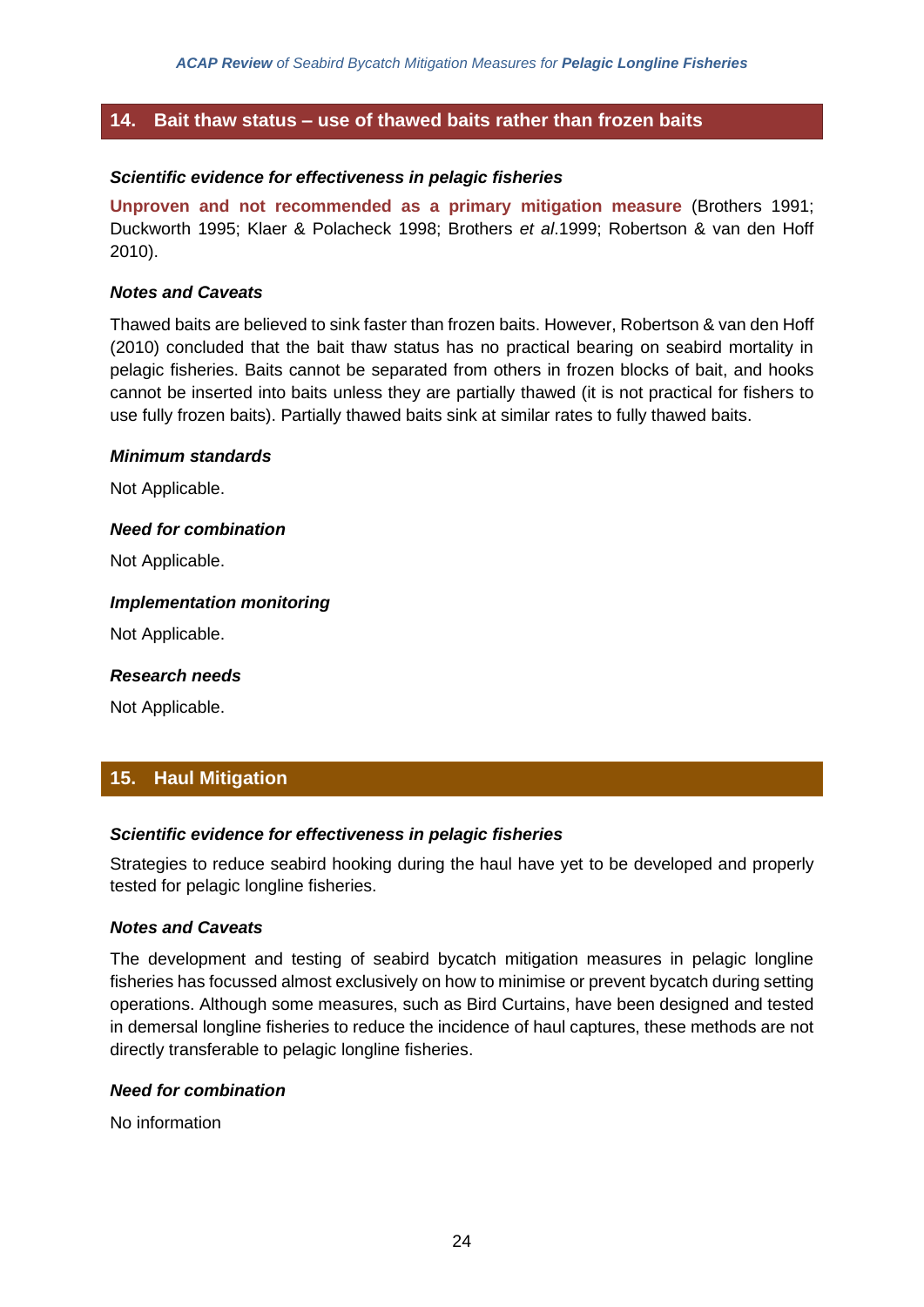## 14. Bait thaw status – use of thawed baits rather than frozen baits

***Scientific evidence for effectiveness in pelagic fisheries***

**Unproven and not recommended as a primary mitigation measure** (Brothers 1991; Duckworth 1995; Klaer & Polacheck 1998; Brothers *et al*.1999; Robertson & van den Hoff 2010).

***Notes and Caveats***

Thawed baits are believed to sink faster than frozen baits. However, Robertson & van den Hoff (2010) concluded that the bait thaw status has no practical bearing on seabird mortality in pelagic fisheries. Baits cannot be separated from others in frozen blocks of bait, and hooks cannot be inserted into baits unless they are partially thawed (it is not practical for fishers to use fully frozen baits). Partially thawed baits sink at similar rates to fully thawed baits.

***Minimum standards***

Not Applicable.

***Need for combination***

Not Applicable.

***Implementation monitoring***

Not Applicable.

***Research needs***

Not Applicable.

## 15. Haul Mitigation

***Scientific evidence for effectiveness in pelagic fisheries***

Strategies to reduce seabird hooking during the haul have yet to be developed and properly tested for pelagic longline fisheries.

***Notes and Caveats***

The development and testing of seabird bycatch mitigation measures in pelagic longline fisheries has focussed almost exclusively on how to minimise or prevent bycatch during setting operations. Although some measures, such as Bird Curtains, have been designed and tested in demersal longline fisheries to reduce the incidence of haul captures, these methods are not directly transferable to pelagic longline fisheries.

***Need for combination***

No information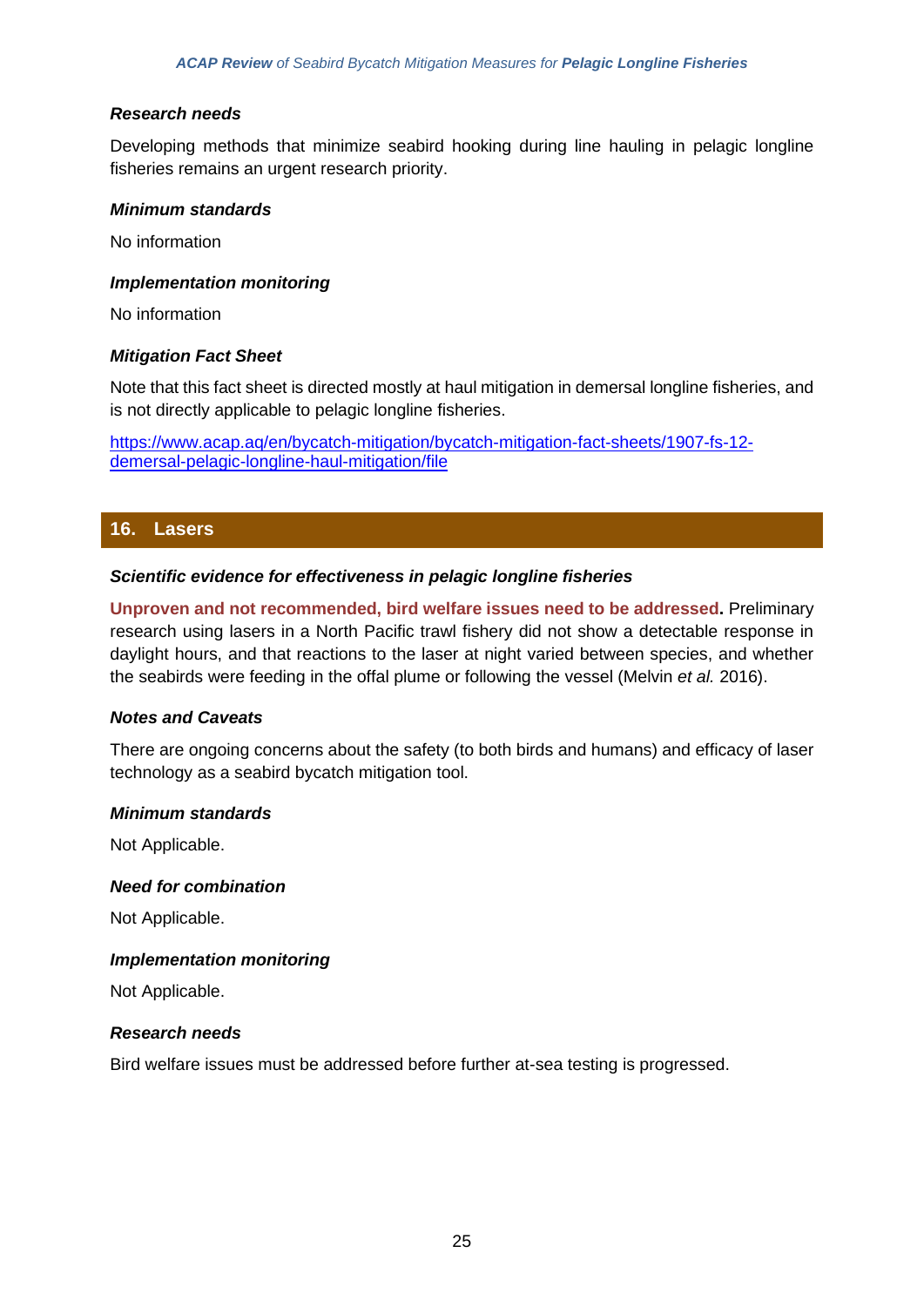***Research needs***

Developing methods that minimize seabird hooking during line hauling in pelagic longline fisheries remains an urgent research priority.

***Minimum standards***

No information

***Implementation monitoring***

No information

***Mitigation Fact Sheet***

Note that this fact sheet is directed mostly at haul mitigation in demersal longline fisheries, and is not directly applicable to pelagic longline fisheries.

https://www.acap.aq/en/bycatch-mitigation/bycatch-mitigation-fact-sheets/1907-fs-12-demersal-pelagic-longline-haul-mitigation/file

## 16. Lasers

***Scientific evidence for effectiveness in pelagic longline fisheries***

**Unproven and not recommended, bird welfare issues need to be addressed.** Preliminary research using lasers in a North Pacific trawl fishery did not show a detectable response in daylight hours, and that reactions to the laser at night varied between species, and whether the seabirds were feeding in the offal plume or following the vessel (Melvin *et al.* 2016).

***Notes and Caveats***

There are ongoing concerns about the safety (to both birds and humans) and efficacy of laser technology as a seabird bycatch mitigation tool.

***Minimum standards***

Not Applicable.

***Need for combination***

Not Applicable.

***Implementation monitoring***

Not Applicable.

***Research needs***

Bird welfare issues must be addressed before further at-sea testing is progressed.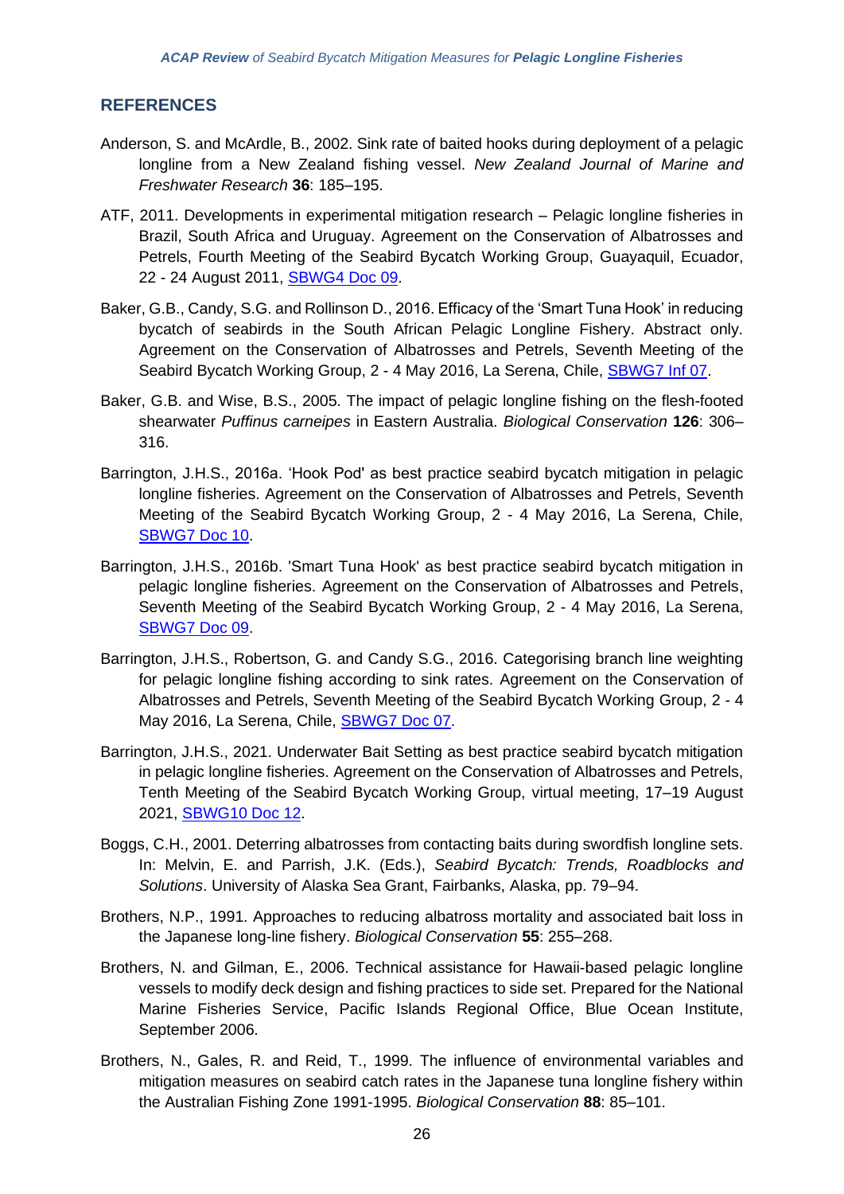## REFERENCES

Anderson, S. and McArdle, B., 2002. Sink rate of baited hooks during deployment of a pelagic longline from a New Zealand fishing vessel. *New Zealand Journal of Marine and Freshwater Research* **36**: 185–195.

ATF, 2011. Developments in experimental mitigation research – Pelagic longline fisheries in Brazil, South Africa and Uruguay. Agreement on the Conservation of Albatrosses and Petrels, Fourth Meeting of the Seabird Bycatch Working Group, Guayaquil, Ecuador, 22 - 24 August 2011, SBWG4 Doc 09.

Baker, G.B., Candy, S.G. and Rollinson D., 2016. Efficacy of the 'Smart Tuna Hook' in reducing bycatch of seabirds in the South African Pelagic Longline Fishery. Abstract only. Agreement on the Conservation of Albatrosses and Petrels, Seventh Meeting of the Seabird Bycatch Working Group, 2 - 4 May 2016, La Serena, Chile, SBWG7 Inf 07.

Baker, G.B. and Wise, B.S., 2005. The impact of pelagic longline fishing on the flesh-footed shearwater *Puffinus carneipes* in Eastern Australia. *Biological Conservation* **126**: 306–316.

Barrington, J.H.S., 2016a. 'Hook Pod' as best practice seabird bycatch mitigation in pelagic longline fisheries. Agreement on the Conservation of Albatrosses and Petrels, Seventh Meeting of the Seabird Bycatch Working Group, 2 - 4 May 2016, La Serena, Chile, SBWG7 Doc 10.

Barrington, J.H.S., 2016b. 'Smart Tuna Hook' as best practice seabird bycatch mitigation in pelagic longline fisheries. Agreement on the Conservation of Albatrosses and Petrels, Seventh Meeting of the Seabird Bycatch Working Group, 2 - 4 May 2016, La Serena, SBWG7 Doc 09.

Barrington, J.H.S., Robertson, G. and Candy S.G., 2016. Categorising branch line weighting for pelagic longline fishing according to sink rates. Agreement on the Conservation of Albatrosses and Petrels, Seventh Meeting of the Seabird Bycatch Working Group, 2 - 4 May 2016, La Serena, Chile, SBWG7 Doc 07.

Barrington, J.H.S., 2021. Underwater Bait Setting as best practice seabird bycatch mitigation in pelagic longline fisheries. Agreement on the Conservation of Albatrosses and Petrels, Tenth Meeting of the Seabird Bycatch Working Group, virtual meeting, 17–19 August 2021, SBWG10 Doc 12.

Boggs, C.H., 2001. Deterring albatrosses from contacting baits during swordfish longline sets. In: Melvin, E. and Parrish, J.K. (Eds.), *Seabird Bycatch: Trends, Roadblocks and Solutions*. University of Alaska Sea Grant, Fairbanks, Alaska, pp. 79–94.

Brothers, N.P., 1991. Approaches to reducing albatross mortality and associated bait loss in the Japanese long-line fishery. *Biological Conservation* **55**: 255–268.

Brothers, N. and Gilman, E., 2006. Technical assistance for Hawaii-based pelagic longline vessels to modify deck design and fishing practices to side set. Prepared for the National Marine Fisheries Service, Pacific Islands Regional Office, Blue Ocean Institute, September 2006.

Brothers, N., Gales, R. and Reid, T., 1999. The influence of environmental variables and mitigation measures on seabird catch rates in the Japanese tuna longline fishery within the Australian Fishing Zone 1991-1995. *Biological Conservation* **88**: 85–101.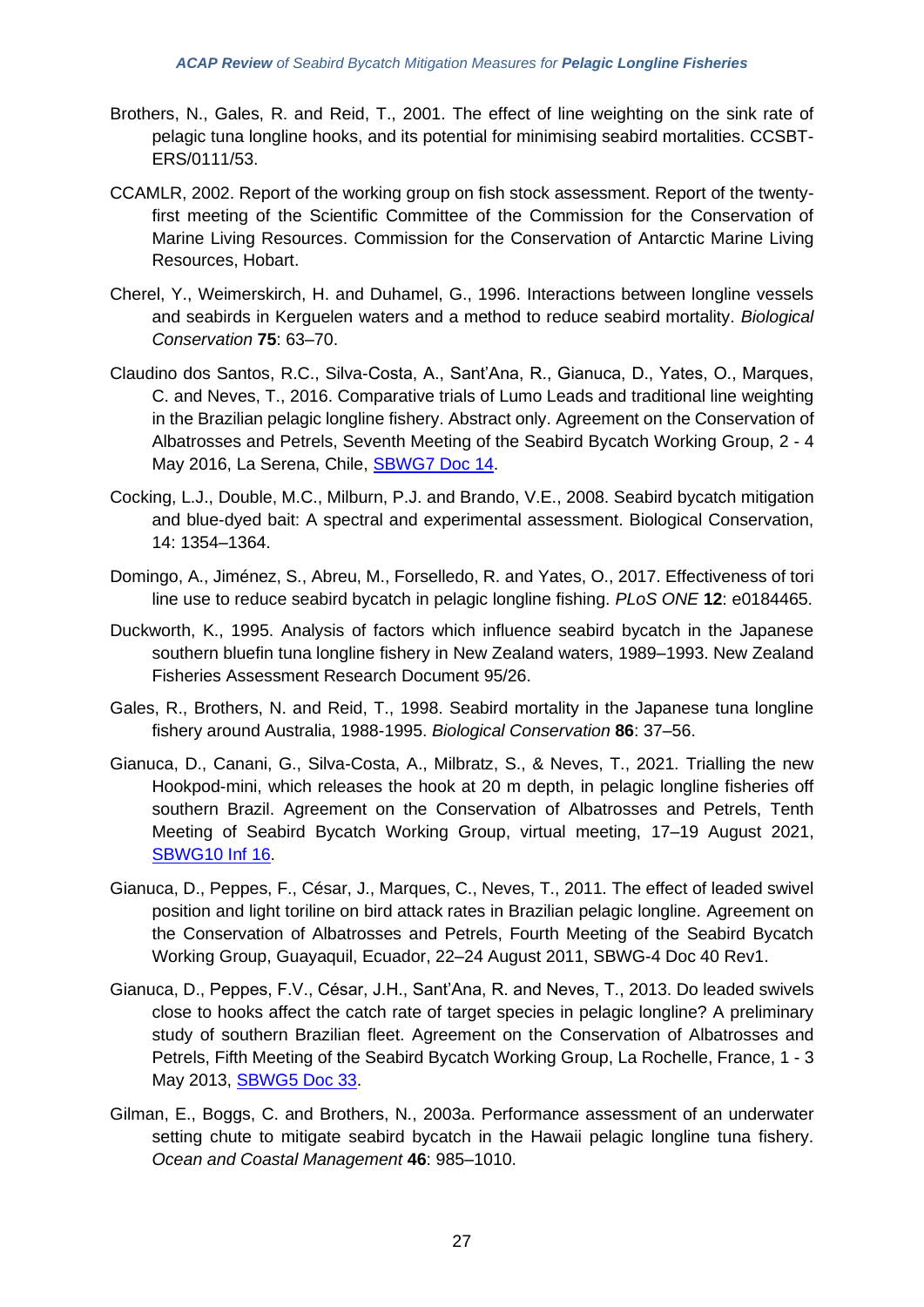Brothers, N., Gales, R. and Reid, T., 2001. The effect of line weighting on the sink rate of pelagic tuna longline hooks, and its potential for minimising seabird mortalities. CCSBT-ERS/0111/53.

CCAMLR, 2002. Report of the working group on fish stock assessment. Report of the twenty-first meeting of the Scientific Committee of the Commission for the Conservation of Marine Living Resources. Commission for the Conservation of Antarctic Marine Living Resources, Hobart.

Cherel, Y., Weimerskirch, H. and Duhamel, G., 1996. Interactions between longline vessels and seabirds in Kerguelen waters and a method to reduce seabird mortality. *Biological Conservation* **75**: 63–70.

Claudino dos Santos, R.C., Silva-Costa, A., Sant'Ana, R., Gianuca, D., Yates, O., Marques, C. and Neves, T., 2016. Comparative trials of Lumo Leads and traditional line weighting in the Brazilian pelagic longline fishery. Abstract only. Agreement on the Conservation of Albatrosses and Petrels, Seventh Meeting of the Seabird Bycatch Working Group, 2 - 4 May 2016, La Serena, Chile, SBWG7 Doc 14.

Cocking, L.J., Double, M.C., Milburn, P.J. and Brando, V.E., 2008. Seabird bycatch mitigation and blue-dyed bait: A spectral and experimental assessment. Biological Conservation, 14: 1354–1364.

Domingo, A., Jiménez, S., Abreu, M., Forselledo, R. and Yates, O., 2017. Effectiveness of tori line use to reduce seabird bycatch in pelagic longline fishing. *PLoS ONE* **12**: e0184465.

Duckworth, K., 1995. Analysis of factors which influence seabird bycatch in the Japanese southern bluefin tuna longline fishery in New Zealand waters, 1989–1993. New Zealand Fisheries Assessment Research Document 95/26.

Gales, R., Brothers, N. and Reid, T., 1998. Seabird mortality in the Japanese tuna longline fishery around Australia, 1988-1995. *Biological Conservation* **86**: 37–56.

Gianuca, D., Canani, G., Silva-Costa, A., Milbratz, S., & Neves, T., 2021. Trialling the new Hookpod-mini, which releases the hook at 20 m depth, in pelagic longline fisheries off southern Brazil. Agreement on the Conservation of Albatrosses and Petrels, Tenth Meeting of Seabird Bycatch Working Group, virtual meeting, 17–19 August 2021, SBWG10 Inf 16.

Gianuca, D., Peppes, F., César, J., Marques, C., Neves, T., 2011. The effect of leaded swivel position and light toriline on bird attack rates in Brazilian pelagic longline. Agreement on the Conservation of Albatrosses and Petrels, Fourth Meeting of the Seabird Bycatch Working Group, Guayaquil, Ecuador, 22–24 August 2011, SBWG-4 Doc 40 Rev1.

Gianuca, D., Peppes, F.V., César, J.H., Sant'Ana, R. and Neves, T., 2013. Do leaded swivels close to hooks affect the catch rate of target species in pelagic longline? A preliminary study of southern Brazilian fleet. Agreement on the Conservation of Albatrosses and Petrels, Fifth Meeting of the Seabird Bycatch Working Group, La Rochelle, France, 1 - 3 May 2013, SBWG5 Doc 33.

Gilman, E., Boggs, C. and Brothers, N., 2003a. Performance assessment of an underwater setting chute to mitigate seabird bycatch in the Hawaii pelagic longline tuna fishery. *Ocean and Coastal Management* **46**: 985–1010.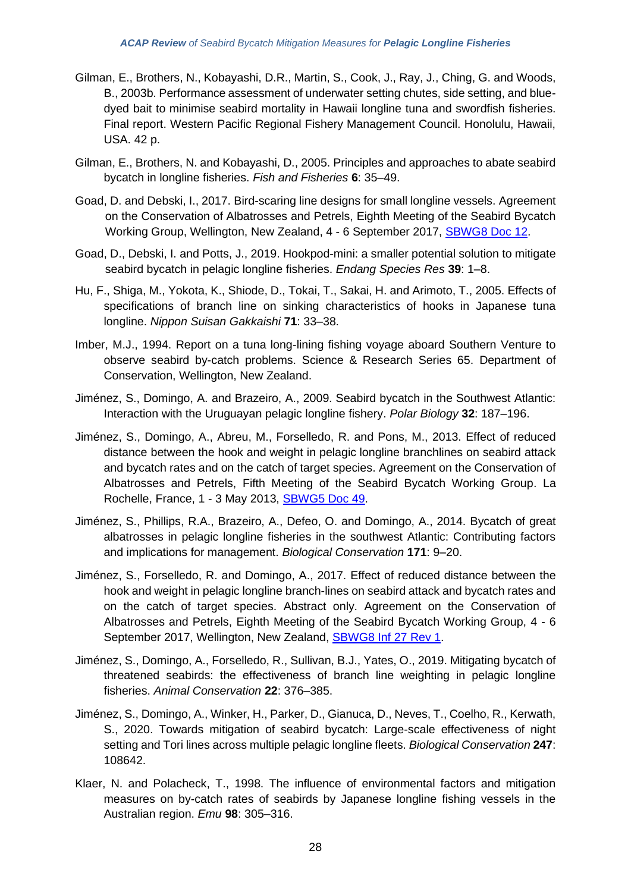Gilman, E., Brothers, N., Kobayashi, D.R., Martin, S., Cook, J., Ray, J., Ching, G. and Woods, B., 2003b. Performance assessment of underwater setting chutes, side setting, and blue-dyed bait to minimise seabird mortality in Hawaii longline tuna and swordfish fisheries. Final report. Western Pacific Regional Fishery Management Council. Honolulu, Hawaii, USA. 42 p.

Gilman, E., Brothers, N. and Kobayashi, D., 2005. Principles and approaches to abate seabird bycatch in longline fisheries. *Fish and Fisheries* **6**: 35–49.

Goad, D. and Debski, I., 2017. Bird-scaring line designs for small longline vessels. Agreement on the Conservation of Albatrosses and Petrels, Eighth Meeting of the Seabird Bycatch Working Group, Wellington, New Zealand, 4 - 6 September 2017, SBWG8 Doc 12.

Goad, D., Debski, I. and Potts, J., 2019. Hookpod-mini: a smaller potential solution to mitigate seabird bycatch in pelagic longline fisheries. *Endang Species Res* **39**: 1–8.

Hu, F., Shiga, M., Yokota, K., Shiode, D., Tokai, T., Sakai, H. and Arimoto, T., 2005. Effects of specifications of branch line on sinking characteristics of hooks in Japanese tuna longline. *Nippon Suisan Gakkaishi* **71**: 33–38.

Imber, M.J., 1994. Report on a tuna long-lining fishing voyage aboard Southern Venture to observe seabird by-catch problems. Science & Research Series 65. Department of Conservation, Wellington, New Zealand.

Jiménez, S., Domingo, A. and Brazeiro, A., 2009. Seabird bycatch in the Southwest Atlantic: Interaction with the Uruguayan pelagic longline fishery. *Polar Biology* **32**: 187–196.

Jiménez, S., Domingo, A., Abreu, M., Forselledo, R. and Pons, M., 2013. Effect of reduced distance between the hook and weight in pelagic longline branchlines on seabird attack and bycatch rates and on the catch of target species. Agreement on the Conservation of Albatrosses and Petrels, Fifth Meeting of the Seabird Bycatch Working Group. La Rochelle, France, 1 - 3 May 2013, SBWG5 Doc 49.

Jiménez, S., Phillips, R.A., Brazeiro, A., Defeo, O. and Domingo, A., 2014. Bycatch of great albatrosses in pelagic longline fisheries in the southwest Atlantic: Contributing factors and implications for management. *Biological Conservation* **171**: 9–20.

Jiménez, S., Forselledo, R. and Domingo, A., 2017. Effect of reduced distance between the hook and weight in pelagic longline branch-lines on seabird attack and bycatch rates and on the catch of target species. Abstract only. Agreement on the Conservation of Albatrosses and Petrels, Eighth Meeting of the Seabird Bycatch Working Group, 4 - 6 September 2017, Wellington, New Zealand, SBWG8 Inf 27 Rev 1.

Jiménez, S., Domingo, A., Forselledo, R., Sullivan, B.J., Yates, O., 2019. Mitigating bycatch of threatened seabirds: the effectiveness of branch line weighting in pelagic longline fisheries. *Animal Conservation* **22**: 376–385.

Jiménez, S., Domingo, A., Winker, H., Parker, D., Gianuca, D., Neves, T., Coelho, R., Kerwath, S., 2020. Towards mitigation of seabird bycatch: Large-scale effectiveness of night setting and Tori lines across multiple pelagic longline fleets. *Biological Conservation* **247**: 108642.

Klaer, N. and Polacheck, T., 1998. The influence of environmental factors and mitigation measures on by-catch rates of seabirds by Japanese longline fishing vessels in the Australian region. *Emu* **98**: 305–316.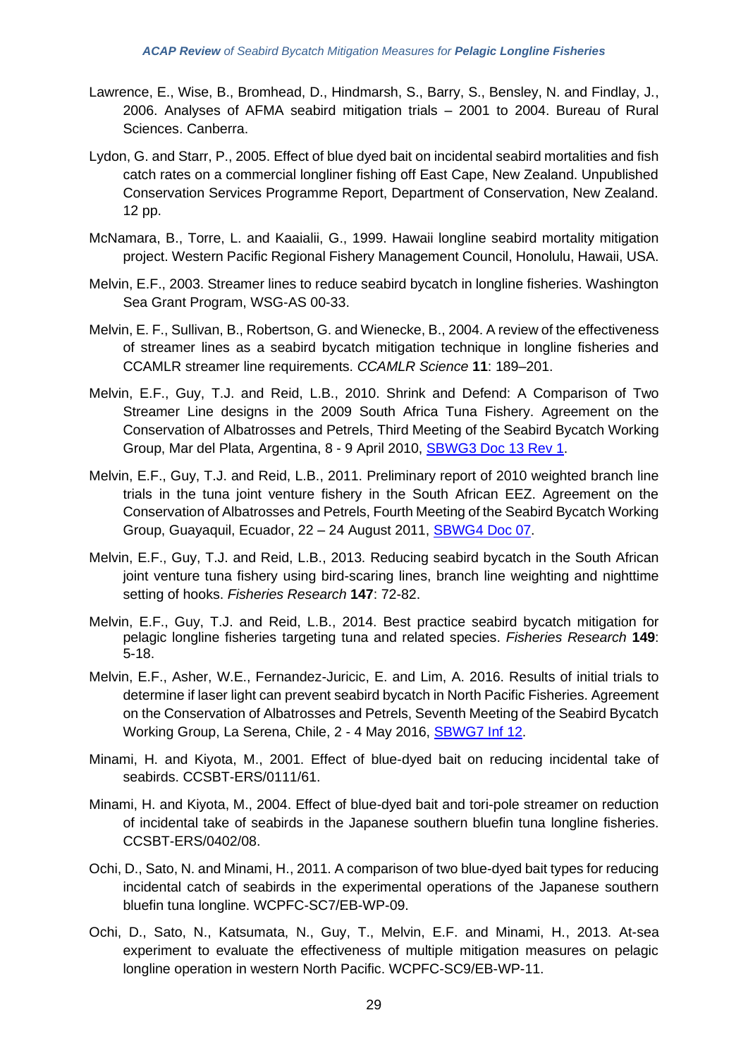Lawrence, E., Wise, B., Bromhead, D., Hindmarsh, S., Barry, S., Bensley, N. and Findlay, J., 2006. Analyses of AFMA seabird mitigation trials – 2001 to 2004. Bureau of Rural Sciences. Canberra.

Lydon, G. and Starr, P., 2005. Effect of blue dyed bait on incidental seabird mortalities and fish catch rates on a commercial longliner fishing off East Cape, New Zealand. Unpublished Conservation Services Programme Report, Department of Conservation, New Zealand. 12 pp.

McNamara, B., Torre, L. and Kaaialii, G., 1999. Hawaii longline seabird mortality mitigation project. Western Pacific Regional Fishery Management Council, Honolulu, Hawaii, USA.

Melvin, E.F., 2003. Streamer lines to reduce seabird bycatch in longline fisheries. Washington Sea Grant Program, WSG-AS 00-33.

Melvin, E. F., Sullivan, B., Robertson, G. and Wienecke, B., 2004. A review of the effectiveness of streamer lines as a seabird bycatch mitigation technique in longline fisheries and CCAMLR streamer line requirements. *CCAMLR Science* **11**: 189–201.

Melvin, E.F., Guy, T.J. and Reid, L.B., 2010. Shrink and Defend: A Comparison of Two Streamer Line designs in the 2009 South Africa Tuna Fishery. Agreement on the Conservation of Albatrosses and Petrels, Third Meeting of the Seabird Bycatch Working Group, Mar del Plata, Argentina, 8 - 9 April 2010, SBWG3 Doc 13 Rev 1.

Melvin, E.F., Guy, T.J. and Reid, L.B., 2011. Preliminary report of 2010 weighted branch line trials in the tuna joint venture fishery in the South African EEZ. Agreement on the Conservation of Albatrosses and Petrels, Fourth Meeting of the Seabird Bycatch Working Group, Guayaquil, Ecuador, 22 – 24 August 2011, SBWG4 Doc 07.

Melvin, E.F., Guy, T.J. and Reid, L.B., 2013. Reducing seabird bycatch in the South African joint venture tuna fishery using bird-scaring lines, branch line weighting and nighttime setting of hooks. *Fisheries Research* **147**: 72-82.

Melvin, E.F., Guy, T.J. and Reid, L.B., 2014. Best practice seabird bycatch mitigation for pelagic longline fisheries targeting tuna and related species. *Fisheries Research* **149**: 5-18.

Melvin, E.F., Asher, W.E., Fernandez-Juricic, E. and Lim, A. 2016. Results of initial trials to determine if laser light can prevent seabird bycatch in North Pacific Fisheries. Agreement on the Conservation of Albatrosses and Petrels, Seventh Meeting of the Seabird Bycatch Working Group, La Serena, Chile, 2 - 4 May 2016, SBWG7 Inf 12.

Minami, H. and Kiyota, M., 2001. Effect of blue-dyed bait on reducing incidental take of seabirds. CCSBT-ERS/0111/61.

Minami, H. and Kiyota, M., 2004. Effect of blue-dyed bait and tori-pole streamer on reduction of incidental take of seabirds in the Japanese southern bluefin tuna longline fisheries. CCSBT-ERS/0402/08.

Ochi, D., Sato, N. and Minami, H., 2011. A comparison of two blue-dyed bait types for reducing incidental catch of seabirds in the experimental operations of the Japanese southern bluefin tuna longline. WCPFC-SC7/EB-WP-09.

Ochi, D., Sato, N., Katsumata, N., Guy, T., Melvin, E.F. and Minami, H., 2013. At-sea experiment to evaluate the effectiveness of multiple mitigation measures on pelagic longline operation in western North Pacific. WCPFC-SC9/EB-WP-11.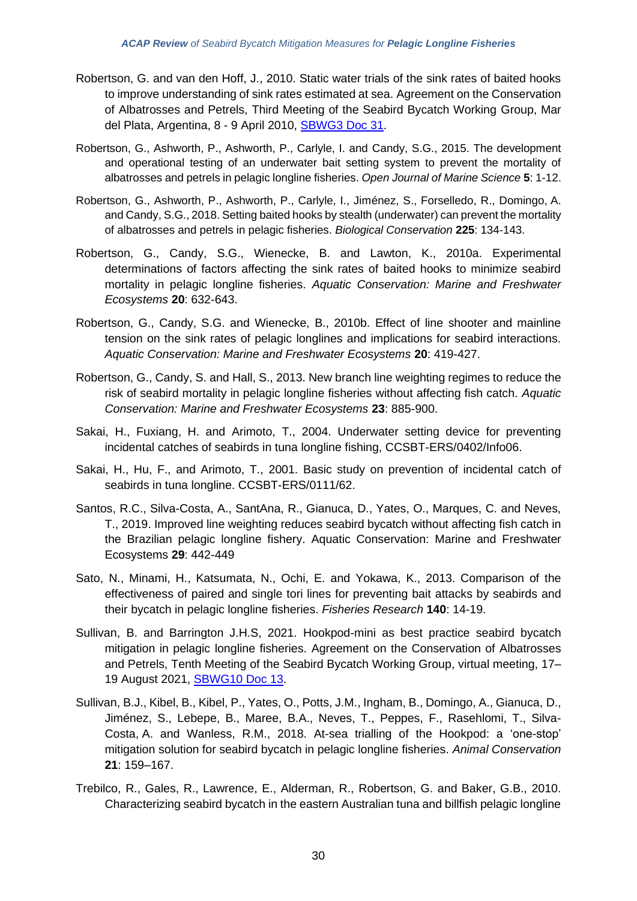Robertson, G. and van den Hoff, J., 2010. Static water trials of the sink rates of baited hooks to improve understanding of sink rates estimated at sea. Agreement on the Conservation of Albatrosses and Petrels, Third Meeting of the Seabird Bycatch Working Group, Mar del Plata, Argentina, 8 - 9 April 2010, SBWG3 Doc 31.

Robertson, G., Ashworth, P., Ashworth, P., Carlyle, I. and Candy, S.G., 2015. The development and operational testing of an underwater bait setting system to prevent the mortality of albatrosses and petrels in pelagic longline fisheries. *Open Journal of Marine Science* **5**: 1-12.

Robertson, G., Ashworth, P., Ashworth, P., Carlyle, I., Jiménez, S., Forselledo, R., Domingo, A. and Candy, S.G., 2018. Setting baited hooks by stealth (underwater) can prevent the mortality of albatrosses and petrels in pelagic fisheries. *Biological Conservation* **225**: 134-143.

Robertson, G., Candy, S.G., Wienecke, B. and Lawton, K., 2010a. Experimental determinations of factors affecting the sink rates of baited hooks to minimize seabird mortality in pelagic longline fisheries. *Aquatic Conservation: Marine and Freshwater Ecosystems* **20**: 632-643.

Robertson, G., Candy, S.G. and Wienecke, B., 2010b. Effect of line shooter and mainline tension on the sink rates of pelagic longlines and implications for seabird interactions. *Aquatic Conservation: Marine and Freshwater Ecosystems* **20**: 419-427.

Robertson, G., Candy, S. and Hall, S., 2013. New branch line weighting regimes to reduce the risk of seabird mortality in pelagic longline fisheries without affecting fish catch. *Aquatic Conservation: Marine and Freshwater Ecosystems* **23**: 885-900.

Sakai, H., Fuxiang, H. and Arimoto, T., 2004. Underwater setting device for preventing incidental catches of seabirds in tuna longline fishing, CCSBT-ERS/0402/Info06.

Sakai, H., Hu, F., and Arimoto, T., 2001. Basic study on prevention of incidental catch of seabirds in tuna longline. CCSBT-ERS/0111/62.

Santos, R.C., Silva-Costa, A., SantAna, R., Gianuca, D., Yates, O., Marques, C. and Neves, T., 2019. Improved line weighting reduces seabird bycatch without affecting fish catch in the Brazilian pelagic longline fishery. Aquatic Conservation: Marine and Freshwater Ecosystems **29**: 442-449

Sato, N., Minami, H., Katsumata, N., Ochi, E. and Yokawa, K., 2013. Comparison of the effectiveness of paired and single tori lines for preventing bait attacks by seabirds and their bycatch in pelagic longline fisheries. *Fisheries Research* **140**: 14-19.

Sullivan, B. and Barrington J.H.S, 2021. Hookpod-mini as best practice seabird bycatch mitigation in pelagic longline fisheries. Agreement on the Conservation of Albatrosses and Petrels, Tenth Meeting of the Seabird Bycatch Working Group, virtual meeting, 17–19 August 2021, SBWG10 Doc 13.

Sullivan, B.J., Kibel, B., Kibel, P., Yates, O., Potts, J.M., Ingham, B., Domingo, A., Gianuca, D., Jiménez, S., Lebepe, B., Maree, B.A., Neves, T., Peppes, F., Rasehlomi, T., Silva-Costa, A. and Wanless, R.M., 2018. At-sea trialling of the Hookpod: a 'one-stop' mitigation solution for seabird bycatch in pelagic longline fisheries. *Animal Conservation* **21**: 159–167.

Trebilco, R., Gales, R., Lawrence, E., Alderman, R., Robertson, G. and Baker, G.B., 2010. Characterizing seabird bycatch in the eastern Australian tuna and billfish pelagic longline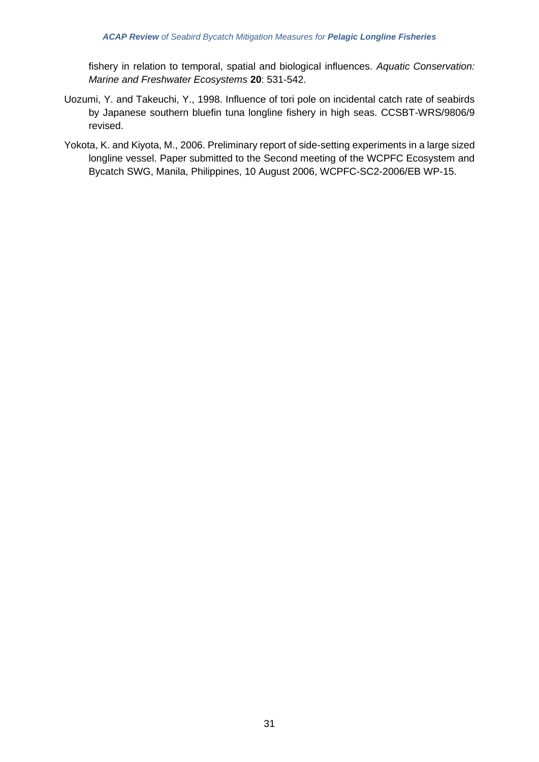fishery in relation to temporal, spatial and biological influences. *Aquatic Conservation: Marine and Freshwater Ecosystems* **20**: 531-542.

Uozumi, Y. and Takeuchi, Y., 1998. Influence of tori pole on incidental catch rate of seabirds by Japanese southern bluefin tuna longline fishery in high seas. CCSBT-WRS/9806/9 revised.

Yokota, K. and Kiyota, M., 2006. Preliminary report of side-setting experiments in a large sized longline vessel. Paper submitted to the Second meeting of the WCPFC Ecosystem and Bycatch SWG, Manila, Philippines, 10 August 2006, WCPFC-SC2-2006/EB WP-15.